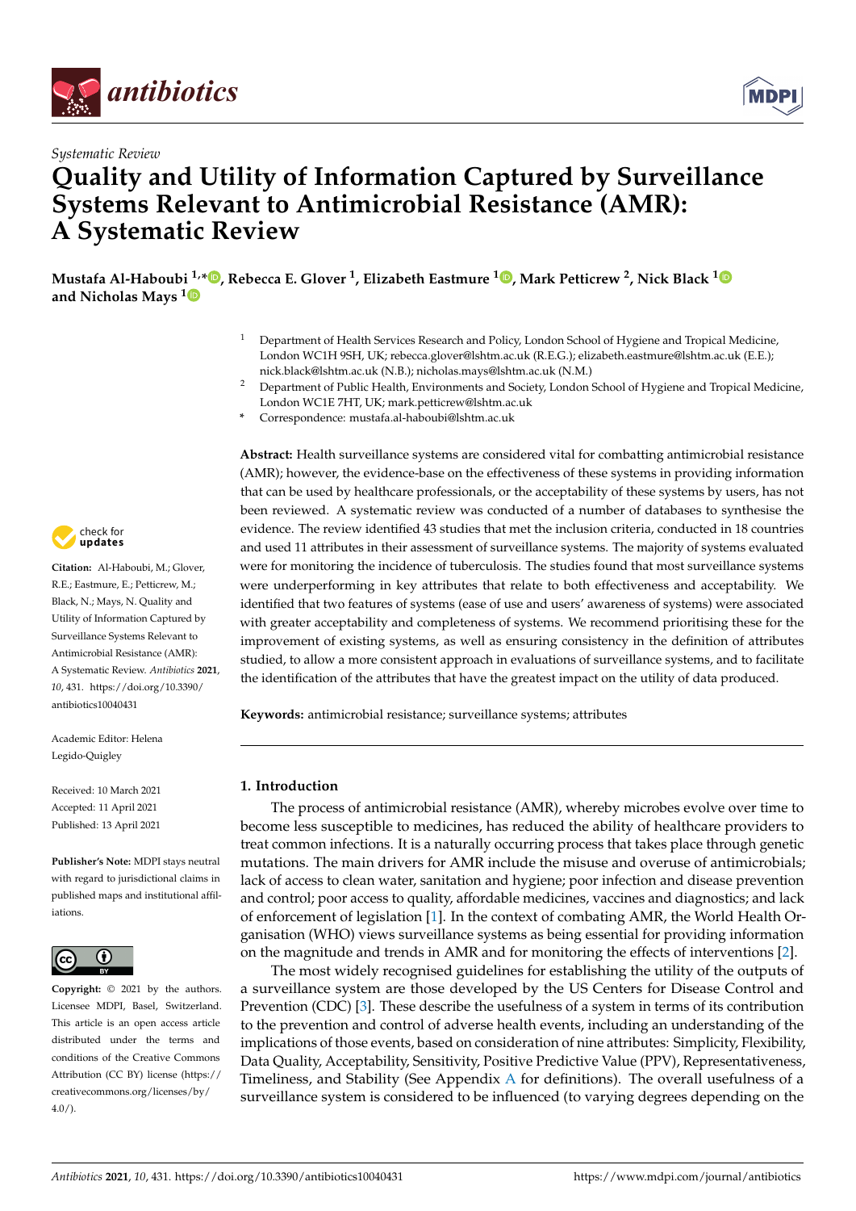*Systematic Review*

# Quality and Utility of Information Captured by Surveillance Systems Relevant to Antimicrobial Resistance (AMR): A Systematic Review

**Mustafa Al-Haboubi [1,*], Rebecca E. Glover [1], Elizabeth Eastmure [1], Mark Petticrew [2], Nick Black [1] and Nicholas Mays [1]**

[1] Department of Health Services Research and Policy, London School of Hygiene and Tropical Medicine, London WC1H 9SH, UK; rebecca.glover@lshtm.ac.uk (R.E.G.); elizabeth.eastmure@lshtm.ac.uk (E.E.); nick.black@lshtm.ac.uk (N.B.); nicholas.mays@lshtm.ac.uk (N.M.)

[2] Department of Public Health, Environments and Society, London School of Hygiene and Tropical Medicine, London WC1E 7HT, UK; mark.petticrew@lshtm.ac.uk

[*] Correspondence: mustafa.al-haboubi@lshtm.ac.uk

**Citation:** Al-Haboubi, M.; Glover, R.E.; Eastmure, E.; Petticrew, M.; Black, N.; Mays, N. Quality and Utility of Information Captured by Surveillance Systems Relevant to Antimicrobial Resistance (AMR): A Systematic Review. *Antibiotics* **2021**, *10*, 431. https://doi.org/10.3390/antibiotics10040431

Academic Editor: Helena Legido-Quigley

Received: 10 March 2021
Accepted: 11 April 2021
Published: 13 April 2021

**Publisher's Note:** MDPI stays neutral with regard to jurisdictional claims in published maps and institutional affiliations.

**Copyright:** © 2021 by the authors. Licensee MDPI, Basel, Switzerland. This article is an open access article distributed under the terms and conditions of the Creative Commons Attribution (CC BY) license (https://creativecommons.org/licenses/by/4.0/).

**Abstract:** Health surveillance systems are considered vital for combatting antimicrobial resistance (AMR); however, the evidence-base on the effectiveness of these systems in providing information that can be used by healthcare professionals, or the acceptability of these systems by users, has not been reviewed. A systematic review was conducted of a number of databases to synthesise the evidence. The review identified 43 studies that met the inclusion criteria, conducted in 18 countries and used 11 attributes in their assessment of surveillance systems. The majority of systems evaluated were for monitoring the incidence of tuberculosis. The studies found that most surveillance systems were underperforming in key attributes that relate to both effectiveness and acceptability. We identified that two features of systems (ease of use and users' awareness of systems) were associated with greater acceptability and completeness of systems. We recommend prioritising these for the improvement of existing systems, as well as ensuring consistency in the definition of attributes studied, to allow a more consistent approach in evaluations of surveillance systems, and to facilitate the identification of the attributes that have the greatest impact on the utility of data produced.

**Keywords:** antimicrobial resistance; surveillance systems; attributes

## 1. Introduction

The process of antimicrobial resistance (AMR), whereby microbes evolve over time to become less susceptible to medicines, has reduced the ability of healthcare providers to treat common infections. It is a naturally occurring process that takes place through genetic mutations. The main drivers for AMR include the misuse and overuse of antimicrobials; lack of access to clean water, sanitation and hygiene; poor infection and disease prevention and control; poor access to quality, affordable medicines, vaccines and diagnostics; and lack of enforcement of legislation [1]. In the context of combating AMR, the World Health Organisation (WHO) views surveillance systems as being essential for providing information on the magnitude and trends in AMR and for monitoring the effects of interventions [2].

The most widely recognised guidelines for establishing the utility of the outputs of a surveillance system are those developed by the US Centers for Disease Control and Prevention (CDC) [3]. These describe the usefulness of a system in terms of its contribution to the prevention and control of adverse health events, including an understanding of the implications of those events, based on consideration of nine attributes: Simplicity, Flexibility, Data Quality, Acceptability, Sensitivity, Positive Predictive Value (PPV), Representativeness, Timeliness, and Stability (See Appendix A for definitions). The overall usefulness of a surveillance system is considered to be influenced (to varying degrees depending on the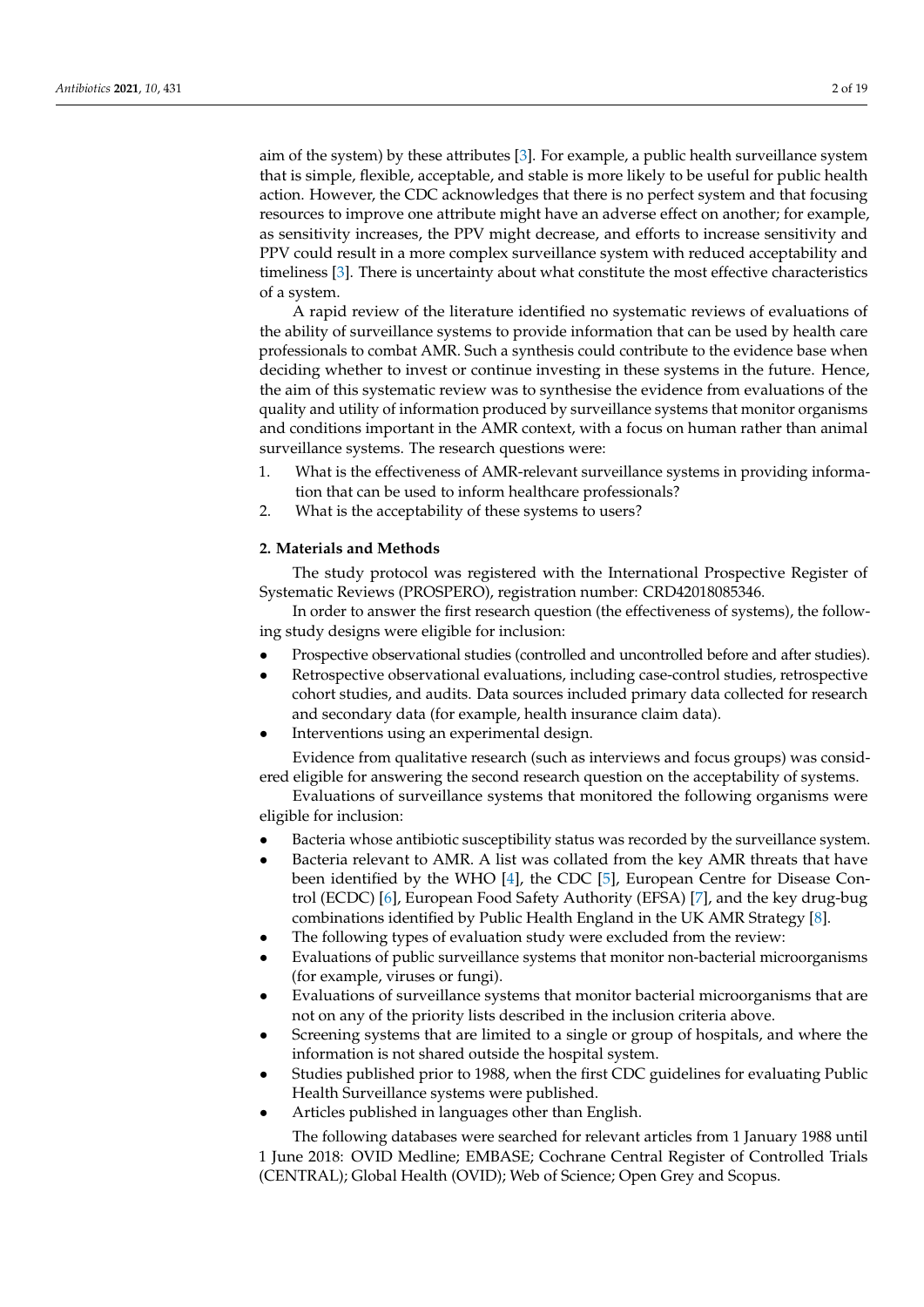aim of the system) by these attributes [3]. For example, a public health surveillance system that is simple, flexible, acceptable, and stable is more likely to be useful for public health action. However, the CDC acknowledges that there is no perfect system and that focusing resources to improve one attribute might have an adverse effect on another; for example, as sensitivity increases, the PPV might decrease, and efforts to increase sensitivity and PPV could result in a more complex surveillance system with reduced acceptability and timeliness [3]. There is uncertainty about what constitute the most effective characteristics of a system.

A rapid review of the literature identified no systematic reviews of evaluations of the ability of surveillance systems to provide information that can be used by health care professionals to combat AMR. Such a synthesis could contribute to the evidence base when deciding whether to invest or continue investing in these systems in the future. Hence, the aim of this systematic review was to synthesise the evidence from evaluations of the quality and utility of information produced by surveillance systems that monitor organisms and conditions important in the AMR context, with a focus on human rather than animal surveillance systems. The research questions were:

1. What is the effectiveness of AMR-relevant surveillance systems in providing information that can be used to inform healthcare professionals?
2. What is the acceptability of these systems to users?

## 2. Materials and Methods

The study protocol was registered with the International Prospective Register of Systematic Reviews (PROSPERO), registration number: CRD42018085346.

In order to answer the first research question (the effectiveness of systems), the following study designs were eligible for inclusion:

- Prospective observational studies (controlled and uncontrolled before and after studies).
- Retrospective observational evaluations, including case-control studies, retrospective cohort studies, and audits. Data sources included primary data collected for research and secondary data (for example, health insurance claim data).
- Interventions using an experimental design.

Evidence from qualitative research (such as interviews and focus groups) was considered eligible for answering the second research question on the acceptability of systems.

Evaluations of surveillance systems that monitored the following organisms were eligible for inclusion:

- Bacteria whose antibiotic susceptibility status was recorded by the surveillance system.
- Bacteria relevant to AMR. A list was collated from the key AMR threats that have been identified by the WHO [4], the CDC [5], European Centre for Disease Control (ECDC) [6], European Food Safety Authority (EFSA) [7], and the key drug-bug combinations identified by Public Health England in the UK AMR Strategy [8].
- The following types of evaluation study were excluded from the review:
- Evaluations of public surveillance systems that monitor non-bacterial microorganisms (for example, viruses or fungi).
- Evaluations of surveillance systems that monitor bacterial microorganisms that are not on any of the priority lists described in the inclusion criteria above.
- Screening systems that are limited to a single or group of hospitals, and where the information is not shared outside the hospital system.
- Studies published prior to 1988, when the first CDC guidelines for evaluating Public Health Surveillance systems were published.
- Articles published in languages other than English.

The following databases were searched for relevant articles from 1 January 1988 until 1 June 2018: OVID Medline; EMBASE; Cochrane Central Register of Controlled Trials (CENTRAL); Global Health (OVID); Web of Science; Open Grey and Scopus.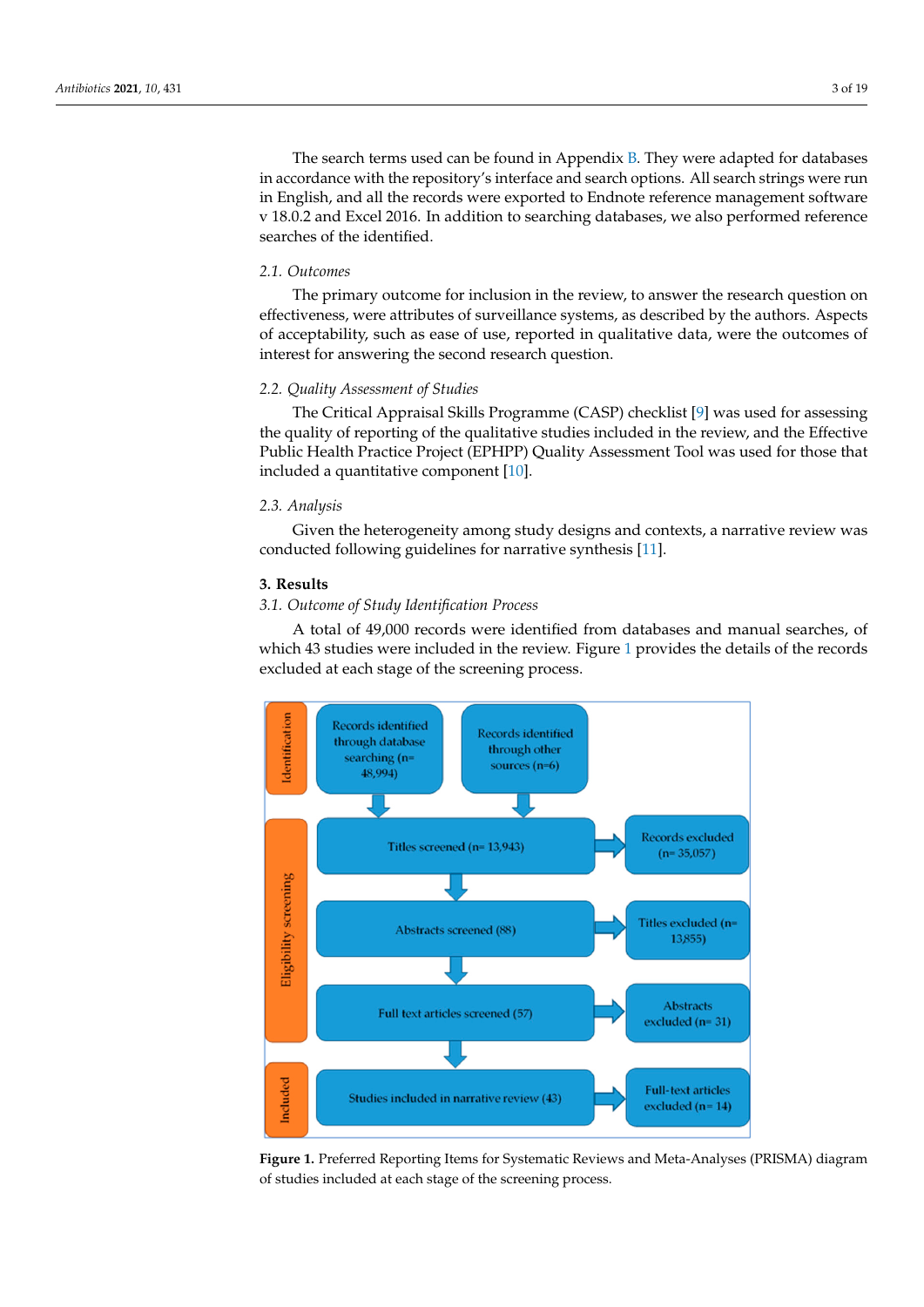The search terms used can be found in Appendix B. They were adapted for databases in accordance with the repository's interface and search options. All search strings were run in English, and all the records were exported to Endnote reference management software v 18.0.2 and Excel 2016. In addition to searching databases, we also performed reference searches of the identified.

### 2.1. Outcomes

The primary outcome for inclusion in the review, to answer the research question on effectiveness, were attributes of surveillance systems, as described by the authors. Aspects of acceptability, such as ease of use, reported in qualitative data, were the outcomes of interest for answering the second research question.

### 2.2. Quality Assessment of Studies

The Critical Appraisal Skills Programme (CASP) checklist [9] was used for assessing the quality of reporting of the qualitative studies included in the review, and the Effective Public Health Practice Project (EPHPP) Quality Assessment Tool was used for those that included a quantitative component [10].

### 2.3. Analysis

Given the heterogeneity among study designs and contexts, a narrative review was conducted following guidelines for narrative synthesis [11].

## 3. Results

### 3.1. Outcome of Study Identification Process

A total of 49,000 records were identified from databases and manual searches, of which 43 studies were included in the review. Figure 1 provides the details of the records excluded at each stage of the screening process.

Identification

Records identified through database searching (n= 48,994)

Records identified through other sources (n=6)

Eligibility screening

Titles screened (n= 13,943)

Records excluded (n= 35,057)

Abstracts screened (88)

Titles excluded (n= 13,855)

Full text articles screened (57)

Abstracts excluded (n= 31)

Included

Studies included in narrative review (43)

Full-text articles excluded (n= 14)

**Figure 1.** Preferred Reporting Items for Systematic Reviews and Meta-Analyses (PRISMA) diagram of studies included at each stage of the screening process.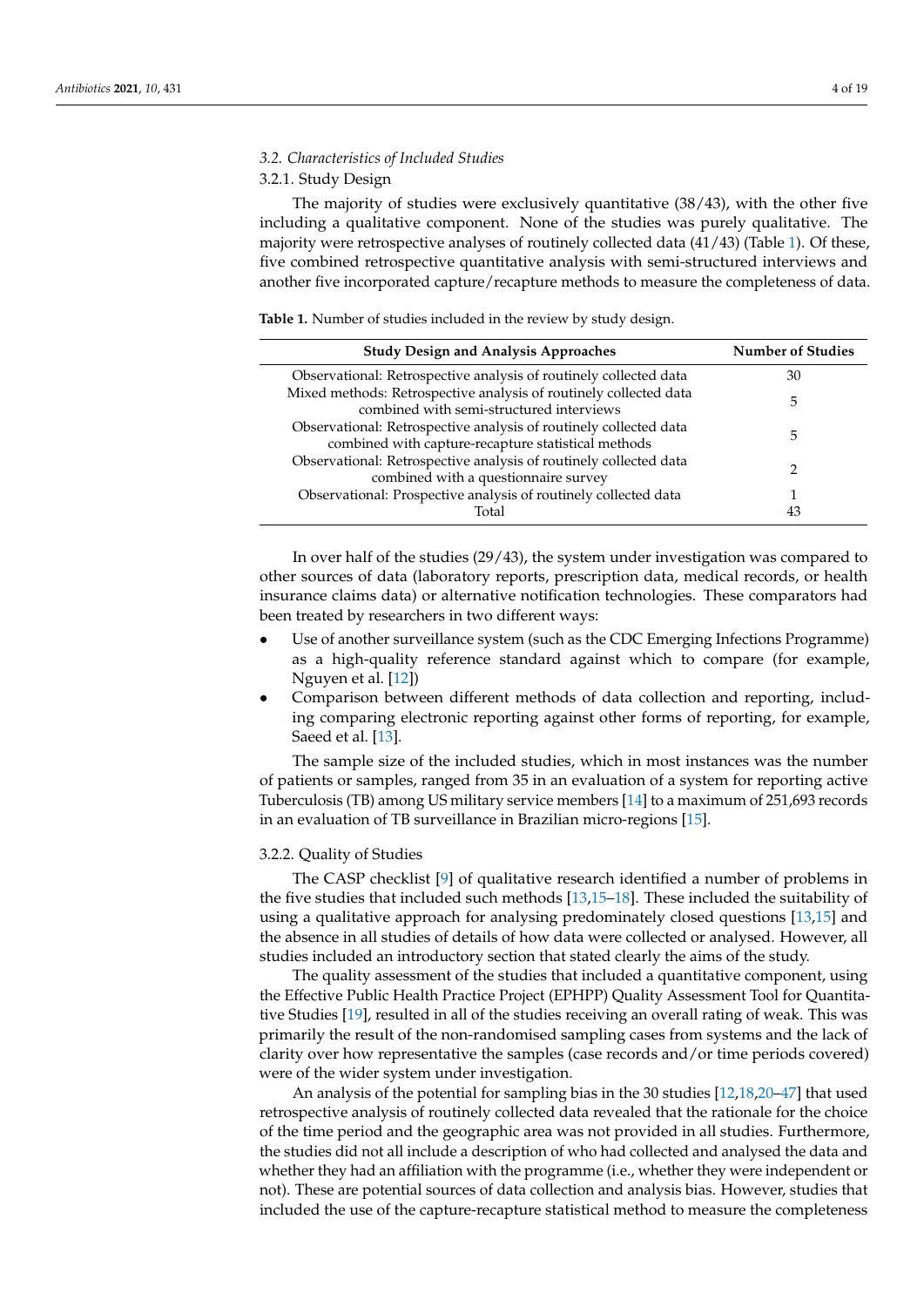### 3.2. Characteristics of Included Studies

#### 3.2.1. Study Design

The majority of studies were exclusively quantitative (38/43), with the other five including a qualitative component. None of the studies was purely qualitative. The majority were retrospective analyses of routinely collected data (41/43) (Table 1). Of these, five combined retrospective quantitative analysis with semi-structured interviews and another five incorporated capture/recapture methods to measure the completeness of data.

**Table 1.** Number of studies included in the review by study design.

| Study Design and Analysis Approaches | Number of Studies |
|---|---|
| Observational: Retrospective analysis of routinely collected data | 30 |
| Mixed methods: Retrospective analysis of routinely collected data combined with semi-structured interviews | 5 |
| Observational: Retrospective analysis of routinely collected data combined with capture-recapture statistical methods | 5 |
| Observational: Retrospective analysis of routinely collected data combined with a questionnaire survey | 2 |
| Observational: Prospective analysis of routinely collected data | 1 |
| Total | 43 |

In over half of the studies (29/43), the system under investigation was compared to other sources of data (laboratory reports, prescription data, medical records, or health insurance claims data) or alternative notification technologies. These comparators had been treated by researchers in two different ways:

- Use of another surveillance system (such as the CDC Emerging Infections Programme) as a high-quality reference standard against which to compare (for example, Nguyen et al. [12])
- Comparison between different methods of data collection and reporting, including comparing electronic reporting against other forms of reporting, for example, Saeed et al. [13].

The sample size of the included studies, which in most instances was the number of patients or samples, ranged from 35 in an evaluation of a system for reporting active Tuberculosis (TB) among US military service members [14] to a maximum of 251,693 records in an evaluation of TB surveillance in Brazilian micro-regions [15].

#### 3.2.2. Quality of Studies

The CASP checklist [9] of qualitative research identified a number of problems in the five studies that included such methods [13,15–18]. These included the suitability of using a qualitative approach for analysing predominately closed questions [13,15] and the absence in all studies of details of how data were collected or analysed. However, all studies included an introductory section that stated clearly the aims of the study.

The quality assessment of the studies that included a quantitative component, using the Effective Public Health Practice Project (EPHPP) Quality Assessment Tool for Quantitative Studies [19], resulted in all of the studies receiving an overall rating of weak. This was primarily the result of the non-randomised sampling cases from systems and the lack of clarity over how representative the samples (case records and/or time periods covered) were of the wider system under investigation.

An analysis of the potential for sampling bias in the 30 studies [12,18,20–47] that used retrospective analysis of routinely collected data revealed that the rationale for the choice of the time period and the geographic area was not provided in all studies. Furthermore, the studies did not all include a description of who had collected and analysed the data and whether they had an affiliation with the programme (i.e., whether they were independent or not). These are potential sources of data collection and analysis bias. However, studies that included the use of the capture-recapture statistical method to measure the completeness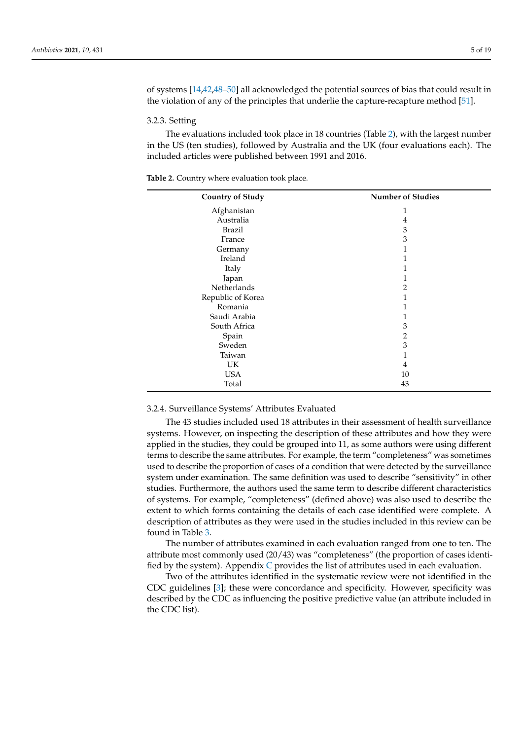of systems [14,42,48–50] all acknowledged the potential sources of bias that could result in the violation of any of the principles that underlie the capture-recapture method [51].

#### 3.2.3. Setting

The evaluations included took place in 18 countries (Table 2), with the largest number in the US (ten studies), followed by Australia and the UK (four evaluations each). The included articles were published between 1991 and 2016.

**Table 2.** Country where evaluation took place.

| Country of Study | Number of Studies |
|---|---|
| Afghanistan | 1 |
| Australia | 4 |
| Brazil | 3 |
| France | 3 |
| Germany | 1 |
| Ireland | 1 |
| Italy | 1 |
| Japan | 1 |
| Netherlands | 2 |
| Republic of Korea | 1 |
| Romania | 1 |
| Saudi Arabia | 1 |
| South Africa | 3 |
| Spain | 2 |
| Sweden | 3 |
| Taiwan | 1 |
| UK | 4 |
| USA | 10 |
| Total | 43 |

#### 3.2.4. Surveillance Systems' Attributes Evaluated

The 43 studies included used 18 attributes in their assessment of health surveillance systems. However, on inspecting the description of these attributes and how they were applied in the studies, they could be grouped into 11, as some authors were using different terms to describe the same attributes. For example, the term "completeness" was sometimes used to describe the proportion of cases of a condition that were detected by the surveillance system under examination. The same definition was used to describe "sensitivity" in other studies. Furthermore, the authors used the same term to describe different characteristics of systems. For example, "completeness" (defined above) was also used to describe the extent to which forms containing the details of each case identified were complete. A description of attributes as they were used in the studies included in this review can be found in Table 3.

The number of attributes examined in each evaluation ranged from one to ten. The attribute most commonly used (20/43) was "completeness" (the proportion of cases identified by the system). Appendix C provides the list of attributes used in each evaluation.

Two of the attributes identified in the systematic review were not identified in the CDC guidelines [3]; these were concordance and specificity. However, specificity was described by the CDC as influencing the positive predictive value (an attribute included in the CDC list).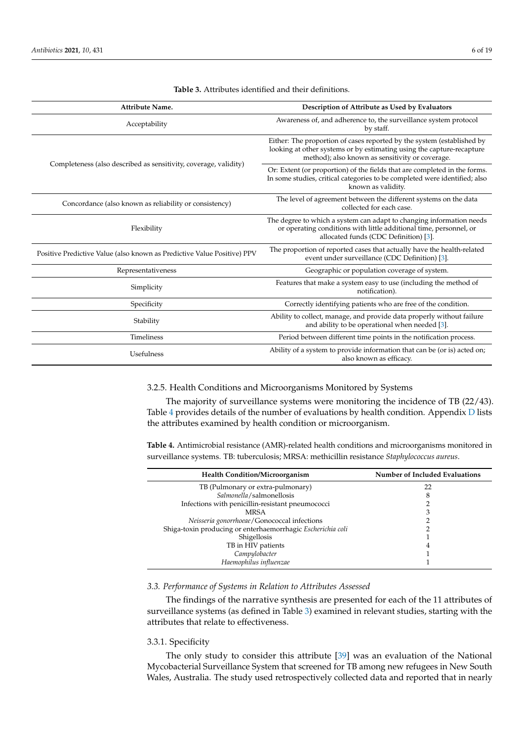**Table 3.** Attributes identified and their definitions.

| Attribute Name. | Description of Attribute as Used by Evaluators |
|---|---|
| Acceptability | Awareness of, and adherence to, the surveillance system protocol by staff. |
| Completeness (also described as sensitivity, coverage, validity) | Either: The proportion of cases reported by the system (established by looking at other systems or by estimating using the capture-recapture method); also known as sensitivity or coverage. |
| | Or: Extent (or proportion) of the fields that are completed in the forms. In some studies, critical categories to be completed were identified; also known as validity. |
| Concordance (also known as reliability or consistency) | The level of agreement between the different systems on the data collected for each case. |
| Flexibility | The degree to which a system can adapt to changing information needs or operating conditions with little additional time, personnel, or allocated funds (CDC Definition) [3]. |
| Positive Predictive Value (also known as Predictive Value Positive) PPV | The proportion of reported cases that actually have the health-related event under surveillance (CDC Definition) [3]. |
| Representativeness | Geographic or population coverage of system. |
| Simplicity | Features that make a system easy to use (including the method of notification). |
| Specificity | Correctly identifying patients who are free of the condition. |
| Stability | Ability to collect, manage, and provide data properly without failure and ability to be operational when needed [3]. |
| Timeliness | Period between different time points in the notification process. |
| Usefulness | Ability of a system to provide information that can be (or is) acted on; also known as efficacy. |

#### 3.2.5. Health Conditions and Microorganisms Monitored by Systems

The majority of surveillance systems were monitoring the incidence of TB (22/43). Table 4 provides details of the number of evaluations by health condition. Appendix D lists the attributes examined by health condition or microorganism.

**Table 4.** Antimicrobial resistance (AMR)-related health conditions and microorganisms monitored in surveillance systems. TB: tuberculosis; MRSA: methicillin resistance *Staphylococcus aureus*.

| Health Condition/Microorganism | Number of Included Evaluations |
|---|---|
| TB (Pulmonary or extra-pulmonary) | 22 |
| *Salmonella*/salmonellosis | 8 |
| Infections with penicillin-resistant pneumococci | 2 |
| MRSA | 3 |
| *Neisseria gonorrhoeae*/Gonococcal infections | 2 |
| Shiga-toxin producing or enterhaemorrhagic *Escherichia coli* | 2 |
| Shigellosis | 1 |
| TB in HIV patients | 4 |
| *Campylobacter* | 1 |
| *Haemophilus influenzae* | 1 |

### *3.3. Performance of Systems in Relation to Attributes Assessed*

The findings of the narrative synthesis are presented for each of the 11 attributes of surveillance systems (as defined in Table 3) examined in relevant studies, starting with the attributes that relate to effectiveness.

#### 3.3.1. Specificity

The only study to consider this attribute [39] was an evaluation of the National Mycobacterial Surveillance System that screened for TB among new refugees in New South Wales, Australia. The study used retrospectively collected data and reported that in nearly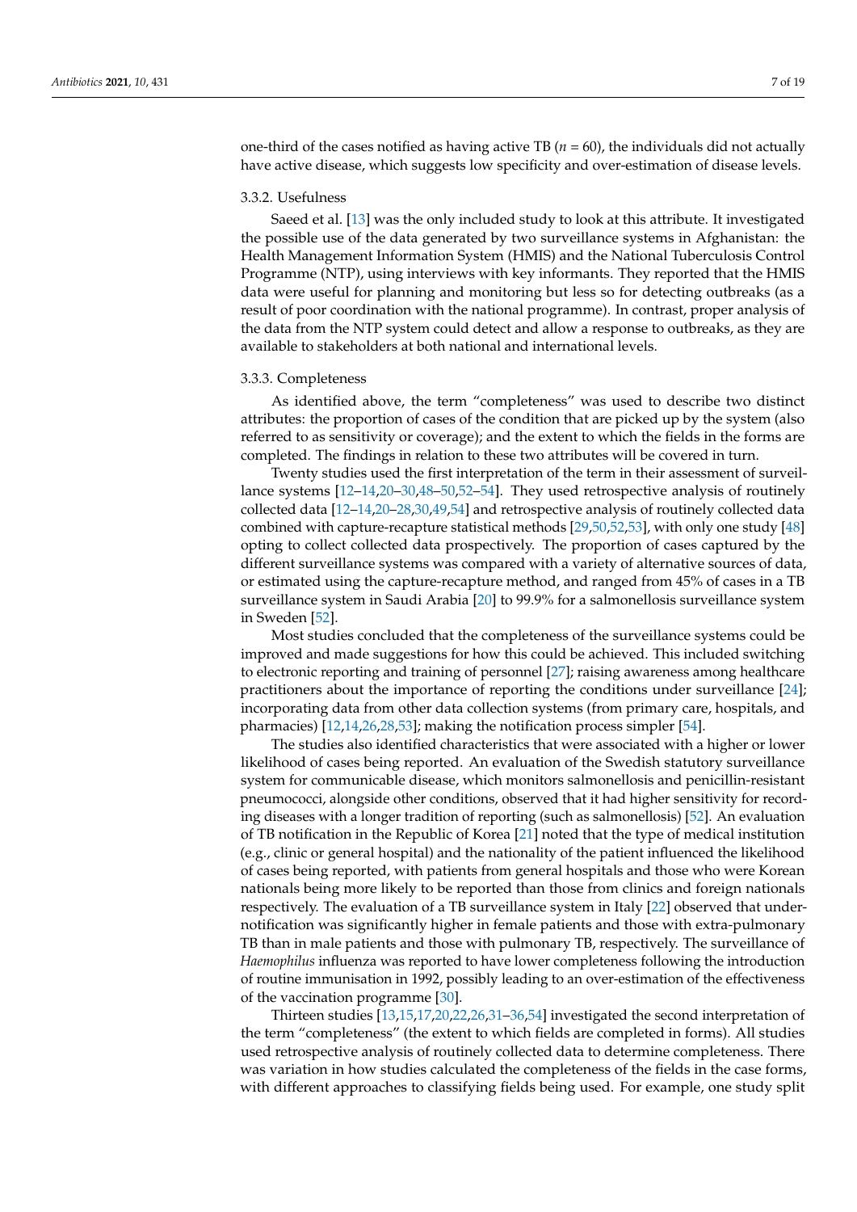one-third of the cases notified as having active TB ($n = 60$), the individuals did not actually have active disease, which suggests low specificity and over-estimation of disease levels.

### 3.3.2. Usefulness

Saeed et al. [13] was the only included study to look at this attribute. It investigated the possible use of the data generated by two surveillance systems in Afghanistan: the Health Management Information System (HMIS) and the National Tuberculosis Control Programme (NTP), using interviews with key informants. They reported that the HMIS data were useful for planning and monitoring but less so for detecting outbreaks (as a result of poor coordination with the national programme). In contrast, proper analysis of the data from the NTP system could detect and allow a response to outbreaks, as they are available to stakeholders at both national and international levels.

### 3.3.3. Completeness

As identified above, the term "completeness" was used to describe two distinct attributes: the proportion of cases of the condition that are picked up by the system (also referred to as sensitivity or coverage); and the extent to which the fields in the forms are completed. The findings in relation to these two attributes will be covered in turn.

Twenty studies used the first interpretation of the term in their assessment of surveillance systems [12–14,20–30,48–50,52–54]. They used retrospective analysis of routinely collected data [12–14,20–28,30,49,54] and retrospective analysis of routinely collected data combined with capture-recapture statistical methods [29,50,52,53], with only one study [48] opting to collect collected data prospectively. The proportion of cases captured by the different surveillance systems was compared with a variety of alternative sources of data, or estimated using the capture-recapture method, and ranged from 45% of cases in a TB surveillance system in Saudi Arabia [20] to 99.9% for a salmonellosis surveillance system in Sweden [52].

Most studies concluded that the completeness of the surveillance systems could be improved and made suggestions for how this could be achieved. This included switching to electronic reporting and training of personnel [27]; raising awareness among healthcare practitioners about the importance of reporting the conditions under surveillance [24]; incorporating data from other data collection systems (from primary care, hospitals, and pharmacies) [12,14,26,28,53]; making the notification process simpler [54].

The studies also identified characteristics that were associated with a higher or lower likelihood of cases being reported. An evaluation of the Swedish statutory surveillance system for communicable disease, which monitors salmonellosis and penicillin-resistant pneumococci, alongside other conditions, observed that it had higher sensitivity for recording diseases with a longer tradition of reporting (such as salmonellosis) [52]. An evaluation of TB notification in the Republic of Korea [21] noted that the type of medical institution (e.g., clinic or general hospital) and the nationality of the patient influenced the likelihood of cases being reported, with patients from general hospitals and those who were Korean nationals being more likely to be reported than those from clinics and foreign nationals respectively. The evaluation of a TB surveillance system in Italy [22] observed that under-notification was significantly higher in female patients and those with extra-pulmonary TB than in male patients and those with pulmonary TB, respectively. The surveillance of *Haemophilus* influenza was reported to have lower completeness following the introduction of routine immunisation in 1992, possibly leading to an over-estimation of the effectiveness of the vaccination programme [30].

Thirteen studies [13,15,17,20,22,26,31–36,54] investigated the second interpretation of the term "completeness" (the extent to which fields are completed in forms). All studies used retrospective analysis of routinely collected data to determine completeness. There was variation in how studies calculated the completeness of the fields in the case forms, with different approaches to classifying fields being used. For example, one study split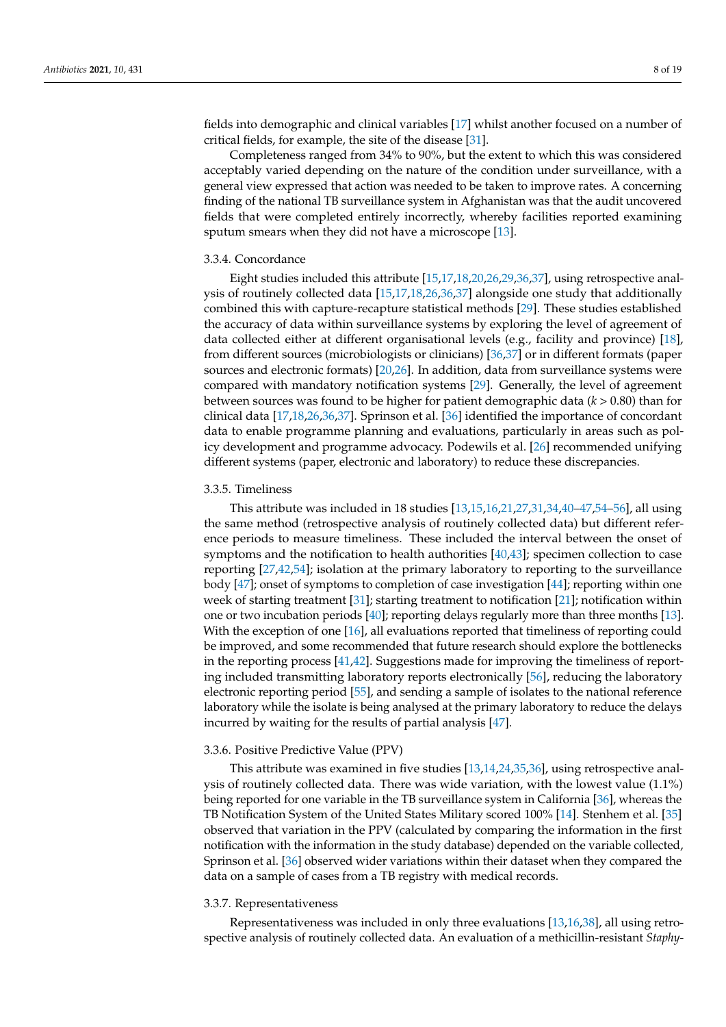fields into demographic and clinical variables [17] whilst another focused on a number of critical fields, for example, the site of the disease [31].

Completeness ranged from 34% to 90%, but the extent to which this was considered acceptably varied depending on the nature of the condition under surveillance, with a general view expressed that action was needed to be taken to improve rates. A concerning finding of the national TB surveillance system in Afghanistan was that the audit uncovered fields that were completed entirely incorrectly, whereby facilities reported examining sputum smears when they did not have a microscope [13].

### 3.3.4. Concordance

Eight studies included this attribute [15,17,18,20,26,29,36,37], using retrospective analysis of routinely collected data [15,17,18,26,36,37] alongside one study that additionally combined this with capture-recapture statistical methods [29]. These studies established the accuracy of data within surveillance systems by exploring the level of agreement of data collected either at different organisational levels (e.g., facility and province) [18], from different sources (microbiologists or clinicians) [36,37] or in different formats (paper sources and electronic formats) [20,26]. In addition, data from surveillance systems were compared with mandatory notification systems [29]. Generally, the level of agreement between sources was found to be higher for patient demographic data ($k > 0.80$) than for clinical data [17,18,26,36,37]. Sprinson et al. [36] identified the importance of concordant data to enable programme planning and evaluations, particularly in areas such as policy development and programme advocacy. Podewils et al. [26] recommended unifying different systems (paper, electronic and laboratory) to reduce these discrepancies.

### 3.3.5. Timeliness

This attribute was included in 18 studies [13,15,16,21,27,31,34,40–47,54–56], all using the same method (retrospective analysis of routinely collected data) but different reference periods to measure timeliness. These included the interval between the onset of symptoms and the notification to health authorities [40,43]; specimen collection to case reporting [27,42,54]; isolation at the primary laboratory to reporting to the surveillance body [47]; onset of symptoms to completion of case investigation [44]; reporting within one week of starting treatment [31]; starting treatment to notification [21]; notification within one or two incubation periods [40]; reporting delays regularly more than three months [13]. With the exception of one [16], all evaluations reported that timeliness of reporting could be improved, and some recommended that future research should explore the bottlenecks in the reporting process [41,42]. Suggestions made for improving the timeliness of reporting included transmitting laboratory reports electronically [56], reducing the laboratory electronic reporting period [55], and sending a sample of isolates to the national reference laboratory while the isolate is being analysed at the primary laboratory to reduce the delays incurred by waiting for the results of partial analysis [47].

### 3.3.6. Positive Predictive Value (PPV)

This attribute was examined in five studies [13,14,24,35,36], using retrospective analysis of routinely collected data. There was wide variation, with the lowest value (1.1%) being reported for one variable in the TB surveillance system in California [36], whereas the TB Notification System of the United States Military scored 100% [14]. Stenhem et al. [35] observed that variation in the PPV (calculated by comparing the information in the first notification with the information in the study database) depended on the variable collected, Sprinson et al. [36] observed wider variations within their dataset when they compared the data on a sample of cases from a TB registry with medical records.

### 3.3.7. Representativeness

Representativeness was included in only three evaluations [13,16,38], all using retrospective analysis of routinely collected data. An evaluation of a methicillin-resistant *Staphy-*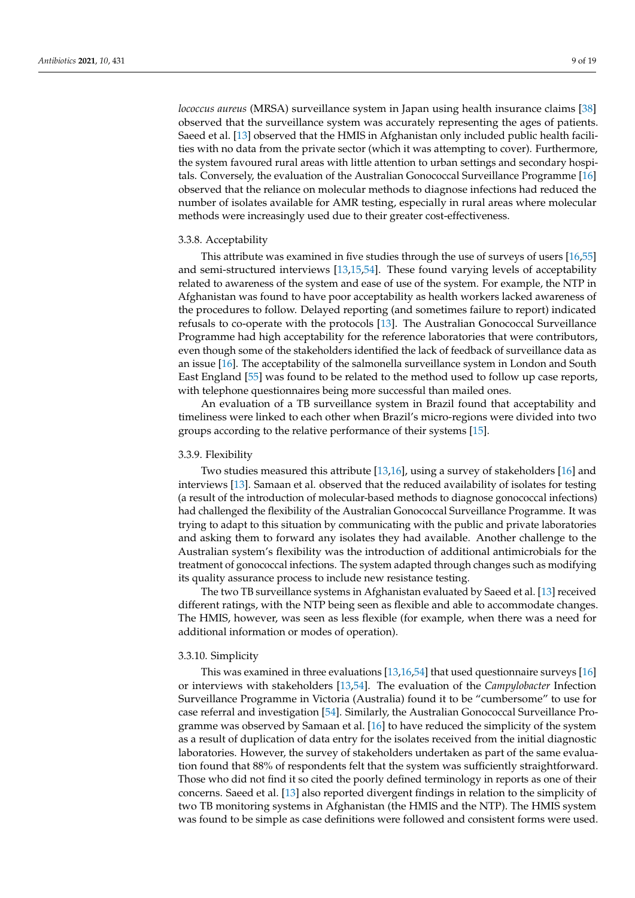*lococcus aureus* (MRSA) surveillance system in Japan using health insurance claims [38] observed that the surveillance system was accurately representing the ages of patients. Saeed et al. [13] observed that the HMIS in Afghanistan only included public health facilities with no data from the private sector (which it was attempting to cover). Furthermore, the system favoured rural areas with little attention to urban settings and secondary hospitals. Conversely, the evaluation of the Australian Gonococcal Surveillance Programme [16] observed that the reliance on molecular methods to diagnose infections had reduced the number of isolates available for AMR testing, especially in rural areas where molecular methods were increasingly used due to their greater cost-effectiveness.

### 3.3.8. Acceptability

This attribute was examined in five studies through the use of surveys of users [16,55] and semi-structured interviews [13,15,54]. These found varying levels of acceptability related to awareness of the system and ease of use of the system. For example, the NTP in Afghanistan was found to have poor acceptability as health workers lacked awareness of the procedures to follow. Delayed reporting (and sometimes failure to report) indicated refusals to co-operate with the protocols [13]. The Australian Gonococcal Surveillance Programme had high acceptability for the reference laboratories that were contributors, even though some of the stakeholders identified the lack of feedback of surveillance data as an issue [16]. The acceptability of the salmonella surveillance system in London and South East England [55] was found to be related to the method used to follow up case reports, with telephone questionnaires being more successful than mailed ones.

An evaluation of a TB surveillance system in Brazil found that acceptability and timeliness were linked to each other when Brazil's micro-regions were divided into two groups according to the relative performance of their systems [15].

### 3.3.9. Flexibility

Two studies measured this attribute [13,16], using a survey of stakeholders [16] and interviews [13]. Samaan et al. observed that the reduced availability of isolates for testing (a result of the introduction of molecular-based methods to diagnose gonococcal infections) had challenged the flexibility of the Australian Gonococcal Surveillance Programme. It was trying to adapt to this situation by communicating with the public and private laboratories and asking them to forward any isolates they had available. Another challenge to the Australian system's flexibility was the introduction of additional antimicrobials for the treatment of gonococcal infections. The system adapted through changes such as modifying its quality assurance process to include new resistance testing.

The two TB surveillance systems in Afghanistan evaluated by Saeed et al. [13] received different ratings, with the NTP being seen as flexible and able to accommodate changes. The HMIS, however, was seen as less flexible (for example, when there was a need for additional information or modes of operation).

### 3.3.10. Simplicity

This was examined in three evaluations [13,16,54] that used questionnaire surveys [16] or interviews with stakeholders [13,54]. The evaluation of the *Campylobacter* Infection Surveillance Programme in Victoria (Australia) found it to be "cumbersome" to use for case referral and investigation [54]. Similarly, the Australian Gonococcal Surveillance Programme was observed by Samaan et al. [16] to have reduced the simplicity of the system as a result of duplication of data entry for the isolates received from the initial diagnostic laboratories. However, the survey of stakeholders undertaken as part of the same evaluation found that 88% of respondents felt that the system was sufficiently straightforward. Those who did not find it so cited the poorly defined terminology in reports as one of their concerns. Saeed et al. [13] also reported divergent findings in relation to the simplicity of two TB monitoring systems in Afghanistan (the HMIS and the NTP). The HMIS system was found to be simple as case definitions were followed and consistent forms were used.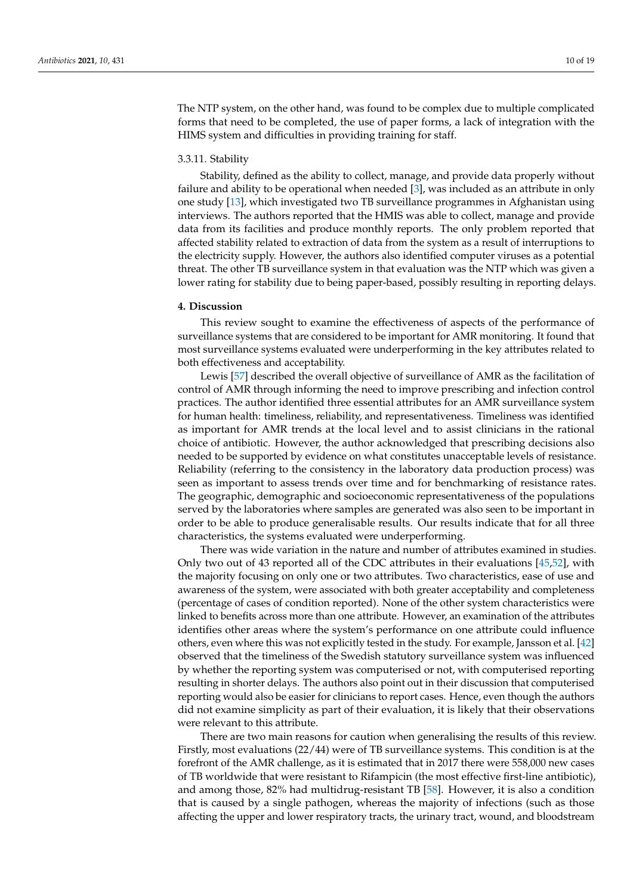The NTP system, on the other hand, was found to be complex due to multiple complicated forms that need to be completed, the use of paper forms, a lack of integration with the HIMS system and difficulties in providing training for staff.

#### 3.3.11. Stability

Stability, defined as the ability to collect, manage, and provide data properly without failure and ability to be operational when needed [3], was included as an attribute in only one study [13], which investigated two TB surveillance programmes in Afghanistan using interviews. The authors reported that the HMIS was able to collect, manage and provide data from its facilities and produce monthly reports. The only problem reported that affected stability related to extraction of data from the system as a result of interruptions to the electricity supply. However, the authors also identified computer viruses as a potential threat. The other TB surveillance system in that evaluation was the NTP which was given a lower rating for stability due to being paper-based, possibly resulting in reporting delays.

## 4. Discussion

This review sought to examine the effectiveness of aspects of the performance of surveillance systems that are considered to be important for AMR monitoring. It found that most surveillance systems evaluated were underperforming in the key attributes related to both effectiveness and acceptability.

Lewis [57] described the overall objective of surveillance of AMR as the facilitation of control of AMR through informing the need to improve prescribing and infection control practices. The author identified three essential attributes for an AMR surveillance system for human health: timeliness, reliability, and representativeness. Timeliness was identified as important for AMR trends at the local level and to assist clinicians in the rational choice of antibiotic. However, the author acknowledged that prescribing decisions also needed to be supported by evidence on what constitutes unacceptable levels of resistance. Reliability (referring to the consistency in the laboratory data production process) was seen as important to assess trends over time and for benchmarking of resistance rates. The geographic, demographic and socioeconomic representativeness of the populations served by the laboratories where samples are generated was also seen to be important in order to be able to produce generalisable results. Our results indicate that for all three characteristics, the systems evaluated were underperforming.

There was wide variation in the nature and number of attributes examined in studies. Only two out of 43 reported all of the CDC attributes in their evaluations [45,52], with the majority focusing on only one or two attributes. Two characteristics, ease of use and awareness of the system, were associated with both greater acceptability and completeness (percentage of cases of condition reported). None of the other system characteristics were linked to benefits across more than one attribute. However, an examination of the attributes identifies other areas where the system's performance on one attribute could influence others, even where this was not explicitly tested in the study. For example, Jansson et al. [42] observed that the timeliness of the Swedish statutory surveillance system was influenced by whether the reporting system was computerised or not, with computerised reporting resulting in shorter delays. The authors also point out in their discussion that computerised reporting would also be easier for clinicians to report cases. Hence, even though the authors did not examine simplicity as part of their evaluation, it is likely that their observations were relevant to this attribute.

There are two main reasons for caution when generalising the results of this review. Firstly, most evaluations (22/44) were of TB surveillance systems. This condition is at the forefront of the AMR challenge, as it is estimated that in 2017 there were 558,000 new cases of TB worldwide that were resistant to Rifampicin (the most effective first-line antibiotic), and among those, 82% had multidrug-resistant TB [58]. However, it is also a condition that is caused by a single pathogen, whereas the majority of infections (such as those affecting the upper and lower respiratory tracts, the urinary tract, wound, and bloodstream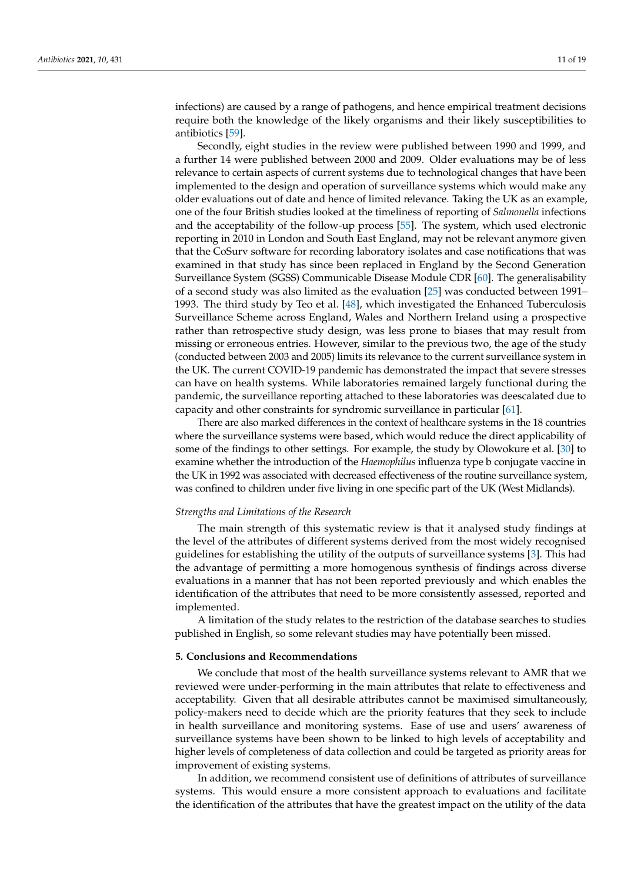infections) are caused by a range of pathogens, and hence empirical treatment decisions require both the knowledge of the likely organisms and their likely susceptibilities to antibiotics [59].

Secondly, eight studies in the review were published between 1990 and 1999, and a further 14 were published between 2000 and 2009. Older evaluations may be of less relevance to certain aspects of current systems due to technological changes that have been implemented to the design and operation of surveillance systems which would make any older evaluations out of date and hence of limited relevance. Taking the UK as an example, one of the four British studies looked at the timeliness of reporting of *Salmonella* infections and the acceptability of the follow-up process [55]. The system, which used electronic reporting in 2010 in London and South East England, may not be relevant anymore given that the CoSurv software for recording laboratory isolates and case notifications that was examined in that study has since been replaced in England by the Second Generation Surveillance System (SGSS) Communicable Disease Module CDR [60]. The generalisability of a second study was also limited as the evaluation [25] was conducted between 1991–1993. The third study by Teo et al. [48], which investigated the Enhanced Tuberculosis Surveillance Scheme across England, Wales and Northern Ireland using a prospective rather than retrospective study design, was less prone to biases that may result from missing or erroneous entries. However, similar to the previous two, the age of the study (conducted between 2003 and 2005) limits its relevance to the current surveillance system in the UK. The current COVID-19 pandemic has demonstrated the impact that severe stresses can have on health systems. While laboratories remained largely functional during the pandemic, the surveillance reporting attached to these laboratories was deescalated due to capacity and other constraints for syndromic surveillance in particular [61].

There are also marked differences in the context of healthcare systems in the 18 countries where the surveillance systems were based, which would reduce the direct applicability of some of the findings to other settings. For example, the study by Olowokure et al. [30] to examine whether the introduction of the *Haemophilus* influenza type b conjugate vaccine in the UK in 1992 was associated with decreased effectiveness of the routine surveillance system, was confined to children under five living in one specific part of the UK (West Midlands).

*Strengths and Limitations of the Research*

The main strength of this systematic review is that it analysed study findings at the level of the attributes of different systems derived from the most widely recognised guidelines for establishing the utility of the outputs of surveillance systems [3]. This had the advantage of permitting a more homogenous synthesis of findings across diverse evaluations in a manner that has not been reported previously and which enables the identification of the attributes that need to be more consistently assessed, reported and implemented.

A limitation of the study relates to the restriction of the database searches to studies published in English, so some relevant studies may have potentially been missed.

## 5. Conclusions and Recommendations

We conclude that most of the health surveillance systems relevant to AMR that we reviewed were under-performing in the main attributes that relate to effectiveness and acceptability. Given that all desirable attributes cannot be maximised simultaneously, policy-makers need to decide which are the priority features that they seek to include in health surveillance and monitoring systems. Ease of use and users' awareness of surveillance systems have been shown to be linked to high levels of acceptability and higher levels of completeness of data collection and could be targeted as priority areas for improvement of existing systems.

In addition, we recommend consistent use of definitions of attributes of surveillance systems. This would ensure a more consistent approach to evaluations and facilitate the identification of the attributes that have the greatest impact on the utility of the data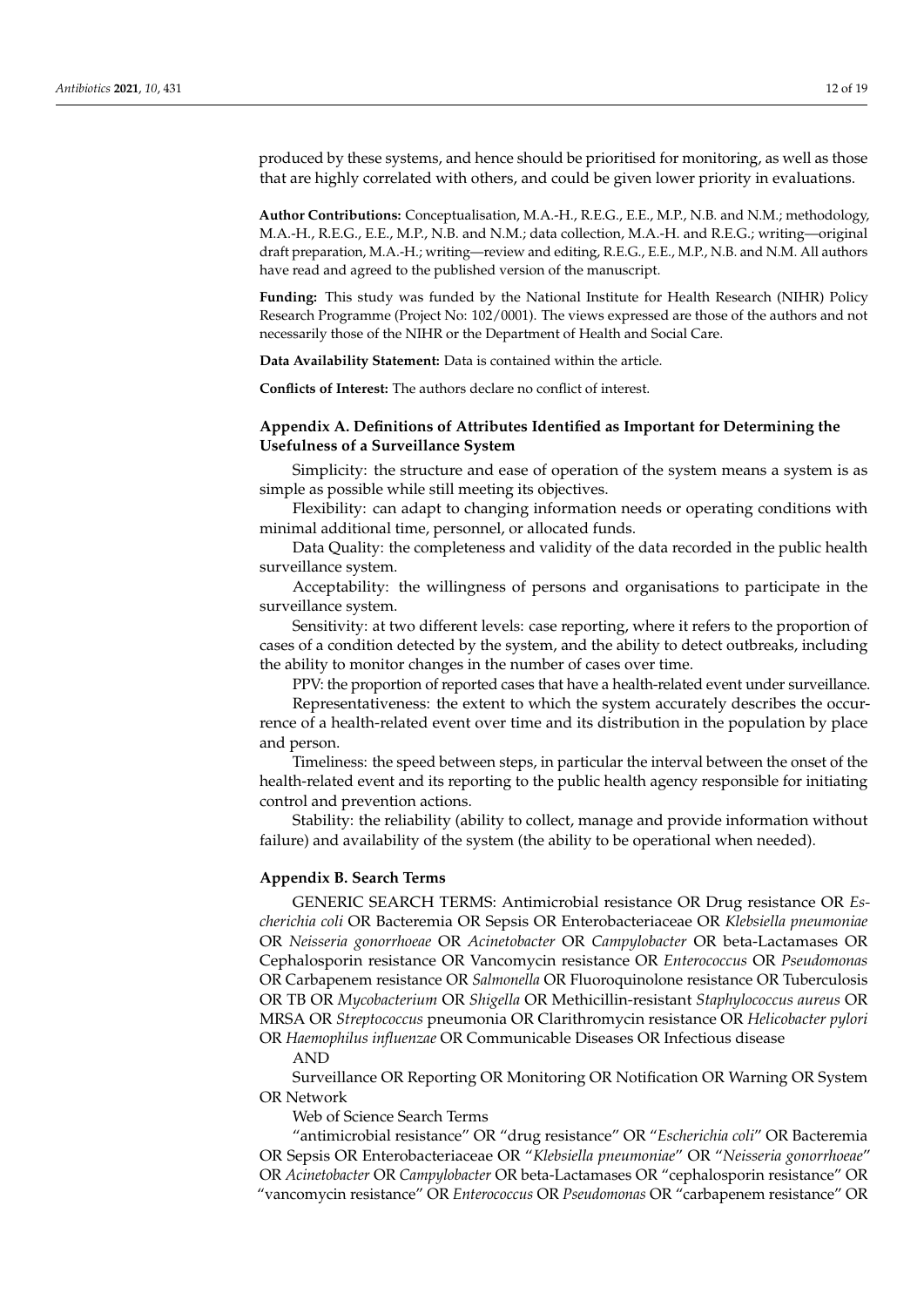produced by these systems, and hence should be prioritised for monitoring, as well as those that are highly correlated with others, and could be given lower priority in evaluations.

**Author Contributions:** Conceptualisation, M.A.-H., R.E.G., E.E., M.P., N.B. and N.M.; methodology, M.A.-H., R.E.G., E.E., M.P., N.B. and N.M.; data collection, M.A.-H. and R.E.G.; writing—original draft preparation, M.A.-H.; writing—review and editing, R.E.G., E.E., M.P., N.B. and N.M. All authors have read and agreed to the published version of the manuscript.

**Funding:** This study was funded by the National Institute for Health Research (NIHR) Policy Research Programme (Project No: 102/0001). The views expressed are those of the authors and not necessarily those of the NIHR or the Department of Health and Social Care.

**Data Availability Statement:** Data is contained within the article.

**Conflicts of Interest:** The authors declare no conflict of interest.

## Appendix A. Definitions of Attributes Identified as Important for Determining the Usefulness of a Surveillance System

Simplicity: the structure and ease of operation of the system means a system is as simple as possible while still meeting its objectives.

Flexibility: can adapt to changing information needs or operating conditions with minimal additional time, personnel, or allocated funds.

Data Quality: the completeness and validity of the data recorded in the public health surveillance system.

Acceptability: the willingness of persons and organisations to participate in the surveillance system.

Sensitivity: at two different levels: case reporting, where it refers to the proportion of cases of a condition detected by the system, and the ability to detect outbreaks, including the ability to monitor changes in the number of cases over time.

PPV: the proportion of reported cases that have a health-related event under surveillance.

Representativeness: the extent to which the system accurately describes the occurrence of a health-related event over time and its distribution in the population by place and person.

Timeliness: the speed between steps, in particular the interval between the onset of the health-related event and its reporting to the public health agency responsible for initiating control and prevention actions.

Stability: the reliability (ability to collect, manage and provide information without failure) and availability of the system (the ability to be operational when needed).

## Appendix B. Search Terms

GENERIC SEARCH TERMS: Antimicrobial resistance OR Drug resistance OR *Escherichia coli* OR Bacteremia OR Sepsis OR Enterobacteriaceae OR *Klebsiella pneumoniae* OR *Neisseria gonorrhoeae* OR *Acinetobacter* OR *Campylobacter* OR beta-Lactamases OR Cephalosporin resistance OR Vancomycin resistance OR *Enterococcus* OR *Pseudomonas* OR Carbapenem resistance OR *Salmonella* OR Fluoroquinolone resistance OR Tuberculosis OR TB OR *Mycobacterium* OR *Shigella* OR Methicillin-resistant *Staphylococcus aureus* OR MRSA OR *Streptococcus* pneumonia OR Clarithromycin resistance OR *Helicobacter pylori* OR *Haemophilus influenzae* OR Communicable Diseases OR Infectious disease

AND

Surveillance OR Reporting OR Monitoring OR Notification OR Warning OR System OR Network

Web of Science Search Terms

"antimicrobial resistance" OR "drug resistance" OR "*Escherichia coli*" OR Bacteremia OR Sepsis OR Enterobacteriaceae OR "*Klebsiella pneumoniae*" OR "*Neisseria gonorrhoeae*" OR *Acinetobacter* OR *Campylobacter* OR beta-Lactamases OR "cephalosporin resistance" OR "vancomycin resistance" OR *Enterococcus* OR *Pseudomonas* OR "carbapenem resistance" OR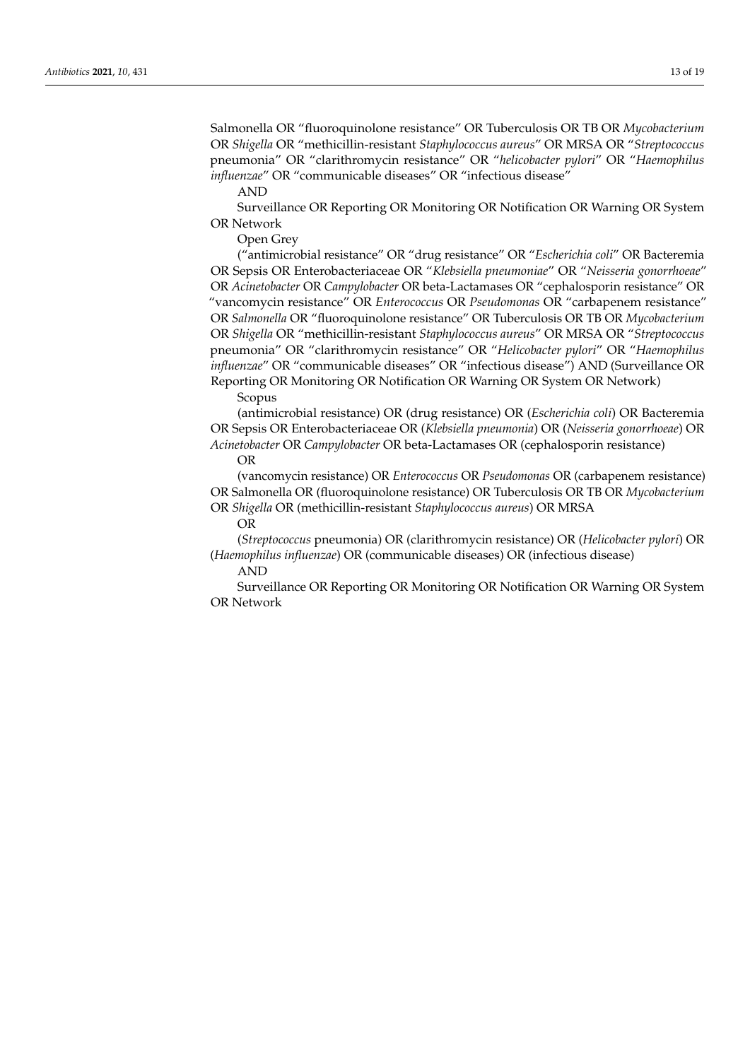Salmonella OR "fluoroquinolone resistance" OR Tuberculosis OR TB OR *Mycobacterium* OR *Shigella* OR "methicillin-resistant *Staphylococcus aureus*" OR MRSA OR "*Streptococcus* pneumonia" OR "clarithromycin resistance" OR "*helicobacter pylori*" OR "*Haemophilus influenzae*" OR "communicable diseases" OR "infectious disease"

AND

Surveillance OR Reporting OR Monitoring OR Notification OR Warning OR System OR Network

Open Grey

("antimicrobial resistance" OR "drug resistance" OR "*Escherichia coli*" OR Bacteremia OR Sepsis OR Enterobacteriaceae OR "*Klebsiella pneumoniae*" OR "*Neisseria gonorrhoeae*" OR *Acinetobacter* OR *Campylobacter* OR beta-Lactamases OR "cephalosporin resistance" OR "vancomycin resistance" OR *Enterococcus* OR *Pseudomonas* OR "carbapenem resistance" OR *Salmonella* OR "fluoroquinolone resistance" OR Tuberculosis OR TB OR *Mycobacterium* OR *Shigella* OR "methicillin-resistant *Staphylococcus aureus*" OR MRSA OR "*Streptococcus* pneumonia" OR "clarithromycin resistance" OR "*Helicobacter pylori*" OR "*Haemophilus influenzae*" OR "communicable diseases" OR "infectious disease") AND (Surveillance OR Reporting OR Monitoring OR Notification OR Warning OR System OR Network)

Scopus

(antimicrobial resistance) OR (drug resistance) OR (*Escherichia coli*) OR Bacteremia OR Sepsis OR Enterobacteriaceae OR (*Klebsiella pneumonia*) OR (*Neisseria gonorrhoeae*) OR *Acinetobacter* OR *Campylobacter* OR beta-Lactamases OR (cephalosporin resistance)

OR

(vancomycin resistance) OR *Enterococcus* OR *Pseudomonas* OR (carbapenem resistance) OR Salmonella OR (fluoroquinolone resistance) OR Tuberculosis OR TB OR *Mycobacterium* OR *Shigella* OR (methicillin-resistant *Staphylococcus aureus*) OR MRSA

OR

(*Streptococcus* pneumonia) OR (clarithromycin resistance) OR (*Helicobacter pylori*) OR (*Haemophilus influenzae*) OR (communicable diseases) OR (infectious disease)

AND

Surveillance OR Reporting OR Monitoring OR Notification OR Warning OR System OR Network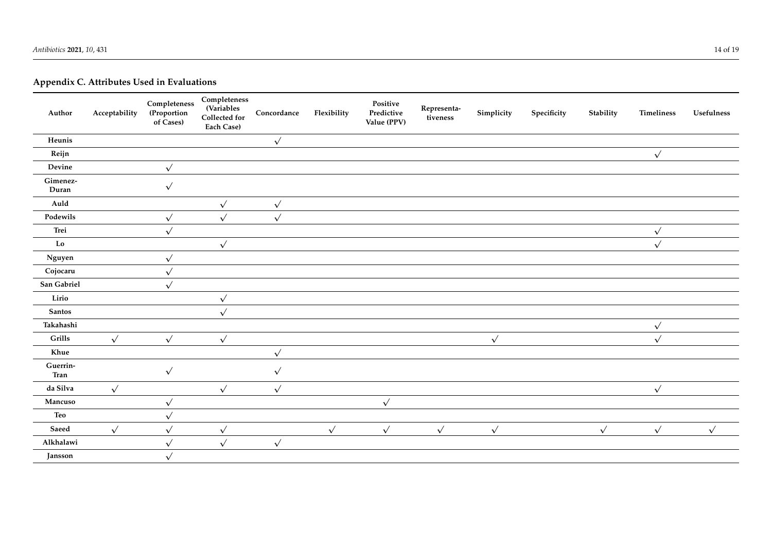## Appendix C. Attributes Used in Evaluations

| Author | Acceptability | Completeness (Proportion of Cases) | Completeness (Variables Collected for Each Case) | Concordance | Flexibility | Positive Predictive Value (PPV) | Representa-tiveness | Simplicity | Specificity | Stability | Timeliness | Usefulness |
|---|---|---|---|---|---|---|---|---|---|---|---|---|
| Heunis | | | | √ | | | | | | | | |
| Reijn | | | | | | | | | | | √ | |
| Devine | | √ | | | | | | | | | | |
| Gimenez-Duran | | √ | | | | | | | | | | |
| Auld | | | √ | √ | | | | | | | | |
| Podewils | | √ | √ | √ | | | | | | | | |
| Trei | | √ | | | | | | | | | √ | |
| Lo | | | √ | | | | | | | | √ | |
| Nguyen | | √ | | | | | | | | | | |
| Cojocaru | | √ | | | | | | | | | | |
| San Gabriel | | √ | | | | | | | | | | |
| Lirio | | | √ | | | | | | | | | |
| Santos | | | √ | | | | | | | | | |
| Takahashi | | | | | | | | | | | √ | |
| Grills | √ | √ | √ | | | | | √ | | | √ | |
| Khue | | | | √ | | | | | | | | |
| Guerrin-Tran | | √ | | √ | | | | | | | | |
| da Silva | √ | | √ | √ | | | | | | | √ | |
| Mancuso | | √ | | | | √ | | | | | | |
| Teo | | √ | | | | | | | | | | |
| Saeed | √ | √ | √ | | √ | √ | √ | √ | | √ | √ | √ |
| Alkhalawi | | √ | √ | √ | | | | | | | | |
| Jansson | | √ | | | | | | | | | | |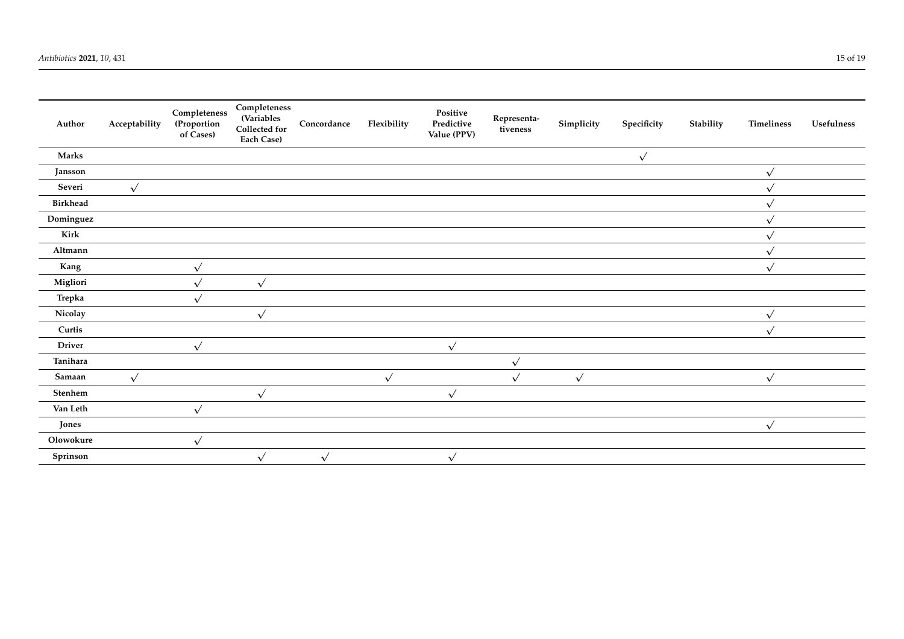| Author | Acceptability | Completeness (Proportion of Cases) | Completeness (Variables Collected for Each Case) | Concordance | Flexibility | Positive Predictive Value (PPV) | Representativeness | Simplicity | Specificity | Stability | Timeliness | Usefulness |
|---|---|---|---|---|---|---|---|---|---|---|---|---|
| **Marks** | | | | | | | | | √ | | | |
| **Jansson** | | | | | | | | | | | √ | |
| **Severi** | √ | | | | | | | | | | √ | |
| **Birkhead** | | | | | | | | | | | √ | |
| **Dominguez** | | | | | | | | | | | √ | |
| **Kirk** | | | | | | | | | | | √ | |
| **Altmann** | | | | | | | | | | | √ | |
| **Kang** | | √ | | | | | | | | | √ | |
| **Migliori** | | √ | √ | | | | | | | | | |
| **Trepka** | | √ | | | | | | | | | | |
| **Nicolay** | | | √ | | | | | | | | √ | |
| **Curtis** | | | | | | | | | | | √ | |
| **Driver** | | √ | | | | √ | | | | | | |
| **Tanihara** | | | | | | | √ | | | | | |
| **Samaan** | √ | | | | √ | | √ | √ | | | √ | |
| **Stenhem** | | | √ | | | √ | | | | | | |
| **Van Leth** | | √ | | | | | | | | | | |
| **Jones** | | | | | | | | | | | √ | |
| **Olowokure** | | √ | | | | | | | | | | |
| **Sprinson** | | | √ | √ | | √ | | | | | | |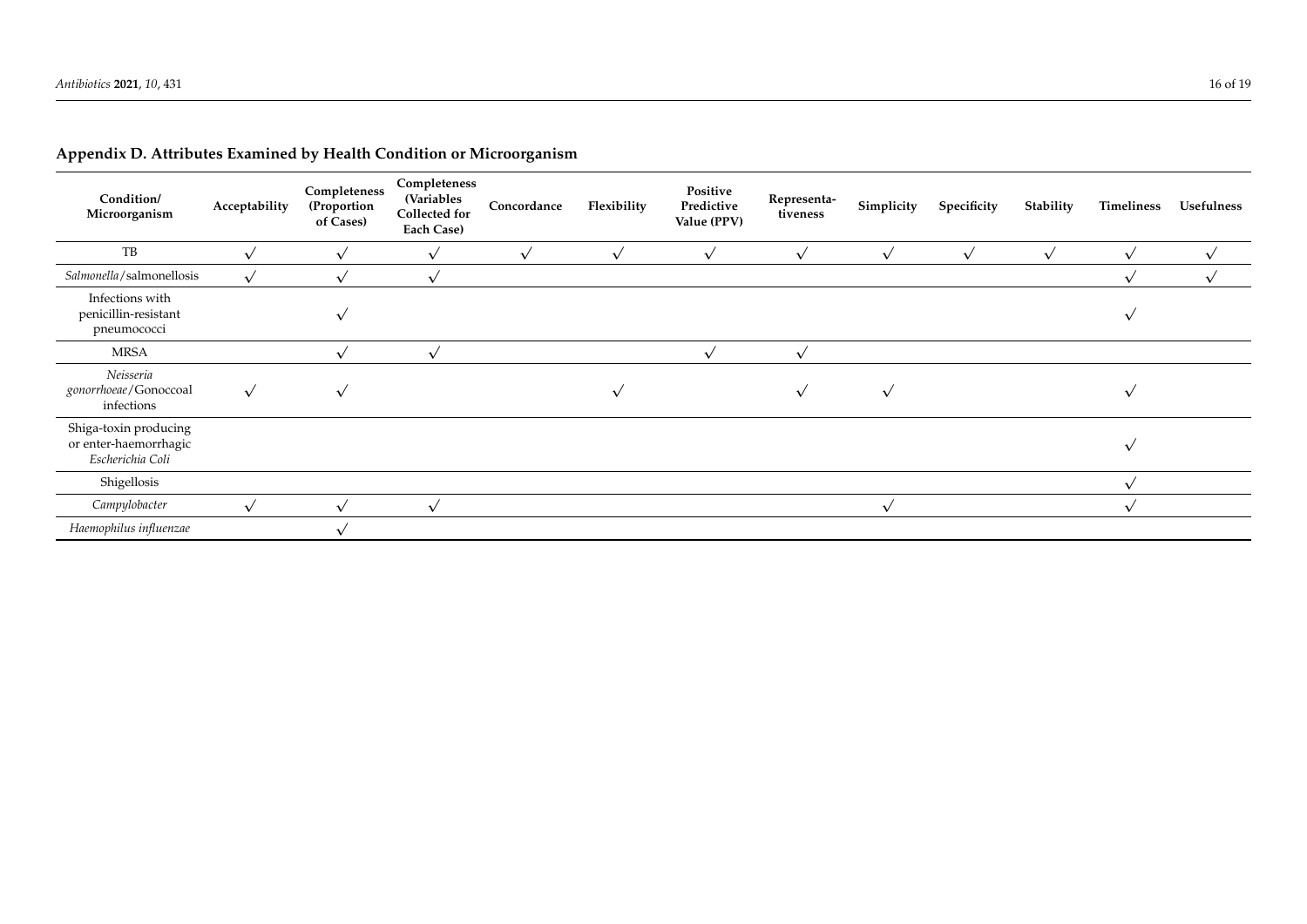## Appendix D. Attributes Examined by Health Condition or Microorganism

| Condition/ Microorganism | Acceptability | Completeness (Proportion of Cases) | Completeness (Variables Collected for Each Case) | Concordance | Flexibility | Positive Predictive Value (PPV) | Representa-tiveness | Simplicity | Specificity | Stability | Timeliness | Usefulness |
|---|---|---|---|---|---|---|---|---|---|---|---|---|
| TB | √ | √ | √ | √ | √ | √ | √ | √ | √ | √ | √ | √ |
| *Salmonella*/salmonellosis | √ | √ | √ | | | | | | | | √ | √ |
| Infections with penicillin-resistant pneumococci | | √ | | | | | | | | | √ | |
| MRSA | | √ | √ | | | √ | √ | | | | | |
| *Neisseria gonorrhoeae*/Gonoccoal infections | √ | √ | | | √ | | √ | √ | | | √ | |
| Shiga-toxin producing or enter-haemorrhagic *Escherichia Coli* | | | | | | | | | | | √ | |
| Shigellosis | | | | | | | | | | | √ | |
| *Campylobacter* | √ | √ | √ | | | | | √ | | | √ | |
| *Haemophilus influenzae* | | √ | | | | | | | | | | |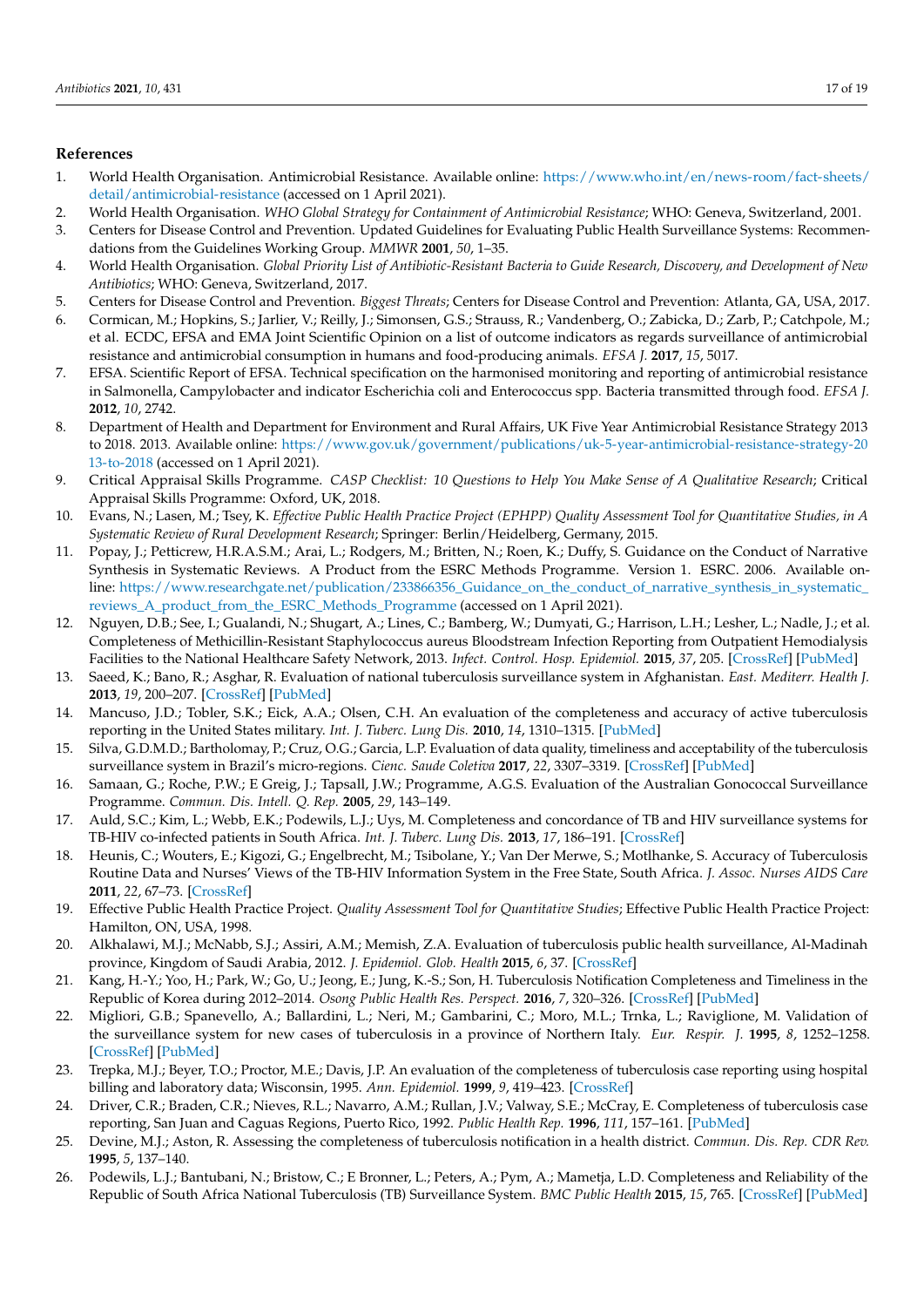## References

1. World Health Organisation. Antimicrobial Resistance. Available online: https://www.who.int/en/news-room/fact-sheets/detail/antimicrobial-resistance (accessed on 1 April 2021).
2. World Health Organisation. *WHO Global Strategy for Containment of Antimicrobial Resistance*; WHO: Geneva, Switzerland, 2001.
3. Centers for Disease Control and Prevention. Updated Guidelines for Evaluating Public Health Surveillance Systems: Recommendations from the Guidelines Working Group. *MMWR* **2001**, *50*, 1–35.
4. World Health Organisation. *Global Priority List of Antibiotic-Resistant Bacteria to Guide Research, Discovery, and Development of New Antibiotics*; WHO: Geneva, Switzerland, 2017.
5. Centers for Disease Control and Prevention. *Biggest Threats*; Centers for Disease Control and Prevention: Atlanta, GA, USA, 2017.
6. Cormican, M.; Hopkins, S.; Jarlier, V.; Reilly, J.; Simonsen, G.S.; Strauss, R.; Vandenberg, O.; Zabicka, D.; Zarb, P.; Catchpole, M.; et al. ECDC, EFSA and EMA Joint Scientific Opinion on a list of outcome indicators as regards surveillance of antimicrobial resistance and antimicrobial consumption in humans and food-producing animals. *EFSA J.* **2017**, *15*, 5017.
7. EFSA. Scientific Report of EFSA. Technical specification on the harmonised monitoring and reporting of antimicrobial resistance in Salmonella, Campylobacter and indicator Escherichia coli and Enterococcus spp. Bacteria transmitted through food. *EFSA J.* **2012**, *10*, 2742.
8. Department of Health and Department for Environment and Rural Affairs, UK Five Year Antimicrobial Resistance Strategy 2013 to 2018. 2013. Available online: https://www.gov.uk/government/publications/uk-5-year-antimicrobial-resistance-strategy-2013-to-2018 (accessed on 1 April 2021).
9. Critical Appraisal Skills Programme. *CASP Checklist: 10 Questions to Help You Make Sense of A Qualitative Research*; Critical Appraisal Skills Programme: Oxford, UK, 2018.
10. Evans, N.; Lasen, M.; Tsey, K. *Effective Public Health Practice Project (EPHPP) Quality Assessment Tool for Quantitative Studies, in A Systematic Review of Rural Development Research*; Springer: Berlin/Heidelberg, Germany, 2015.
11. Popay, J.; Petticrew, H.R.A.S.M.; Arai, L.; Rodgers, M.; Britten, N.; Roen, K.; Duffy, S. Guidance on the Conduct of Narrative Synthesis in Systematic Reviews. A Product from the ESRC Methods Programme. Version 1. ESRC. 2006. Available online: https://www.researchgate.net/publication/233866356_Guidance_on_the_conduct_of_narrative_synthesis_in_systematic_reviews_A_product_from_the_ESRC_Methods_Programme (accessed on 1 April 2021).
12. Nguyen, D.B.; See, I.; Gualandi, N.; Shugart, A.; Lines, C.; Bamberg, W.; Dumyati, G.; Harrison, L.H.; Lesher, L.; Nadle, J.; et al. Completeness of Methicillin-Resistant Staphylococcus aureus Bloodstream Infection Reporting from Outpatient Hemodialysis Facilities to the National Healthcare Safety Network, 2013. *Infect. Control. Hosp. Epidemiol.* **2015**, *37*, 205. [CrossRef] [PubMed]
13. Saeed, K.; Bano, R.; Asghar, R. Evaluation of national tuberculosis surveillance system in Afghanistan. *East. Mediterr. Health J.* **2013**, *19*, 200–207. [CrossRef] [PubMed]
14. Mancuso, J.D.; Tobler, S.K.; Eick, A.A.; Olsen, C.H. An evaluation of the completeness and accuracy of active tuberculosis reporting in the United States military. *Int. J. Tuberc. Lung Dis.* **2010**, *14*, 1310–1315. [PubMed]
15. Silva, G.D.M.D.; Bartholomay, P.; Cruz, O.G.; Garcia, L.P. Evaluation of data quality, timeliness and acceptability of the tuberculosis surveillance system in Brazil's micro-regions. *Cienc. Saude Coletiva* **2017**, *22*, 3307–3319. [CrossRef] [PubMed]
16. Samaan, G.; Roche, P.W.; E Greig, J.; Tapsall, J.W.; Programme, A.G.S. Evaluation of the Australian Gonococcal Surveillance Programme. *Commun. Dis. Intell. Q. Rep.* **2005**, *29*, 143–149.
17. Auld, S.C.; Kim, L.; Webb, E.K.; Podewils, L.J.; Uys, M. Completeness and concordance of TB and HIV surveillance systems for TB-HIV co-infected patients in South Africa. *Int. J. Tuberc. Lung Dis.* **2013**, *17*, 186–191. [CrossRef]
18. Heunis, C.; Wouters, E.; Kigozi, G.; Engelbrecht, M.; Tsibolane, Y.; Van Der Merwe, S.; Motlhanke, S. Accuracy of Tuberculosis Routine Data and Nurses' Views of the TB-HIV Information System in the Free State, South Africa. *J. Assoc. Nurses AIDS Care* **2011**, *22*, 67–73. [CrossRef]
19. Effective Public Health Practice Project. *Quality Assessment Tool for Quantitative Studies*; Effective Public Health Practice Project: Hamilton, ON, USA, 1998.
20. Alkhalawi, M.J.; McNabb, S.J.; Assiri, A.M.; Memish, Z.A. Evaluation of tuberculosis public health surveillance, Al-Madinah province, Kingdom of Saudi Arabia, 2012. *J. Epidemiol. Glob. Health* **2015**, *6*, 37. [CrossRef]
21. Kang, H.-Y.; Yoo, H.; Park, W.; Go, U.; Jeong, E.; Jung, K.-S.; Son, H. Tuberculosis Notification Completeness and Timeliness in the Republic of Korea during 2012–2014. *Osong Public Health Res. Perspect.* **2016**, *7*, 320–326. [CrossRef] [PubMed]
22. Migliori, G.B.; Spanevello, A.; Ballardini, L.; Neri, M.; Gambarini, C.; Moro, M.L.; Trnka, L.; Raviglione, M. Validation of the surveillance system for new cases of tuberculosis in a province of Northern Italy. *Eur. Respir. J.* **1995**, *8*, 1252–1258. [CrossRef] [PubMed]
23. Trepka, M.J.; Beyer, T.O.; Proctor, M.E.; Davis, J.P. An evaluation of the completeness of tuberculosis case reporting using hospital billing and laboratory data; Wisconsin, 1995. *Ann. Epidemiol.* **1999**, *9*, 419–423. [CrossRef]
24. Driver, C.R.; Braden, C.R.; Nieves, R.L.; Navarro, A.M.; Rullan, J.V.; Valway, S.E.; McCray, E. Completeness of tuberculosis case reporting, San Juan and Caguas Regions, Puerto Rico, 1992. *Public Health Rep.* **1996**, *111*, 157–161. [PubMed]
25. Devine, M.J.; Aston, R. Assessing the completeness of tuberculosis notification in a health district. *Commun. Dis. Rep. CDR Rev.* **1995**, *5*, 137–140.
26. Podewils, L.J.; Bantubani, N.; Bristow, C.; E Bronner, L.; Peters, A.; Pym, A.; Mametja, L.D. Completeness and Reliability of the Republic of South Africa National Tuberculosis (TB) Surveillance System. *BMC Public Health* **2015**, *15*, 765. [CrossRef] [PubMed]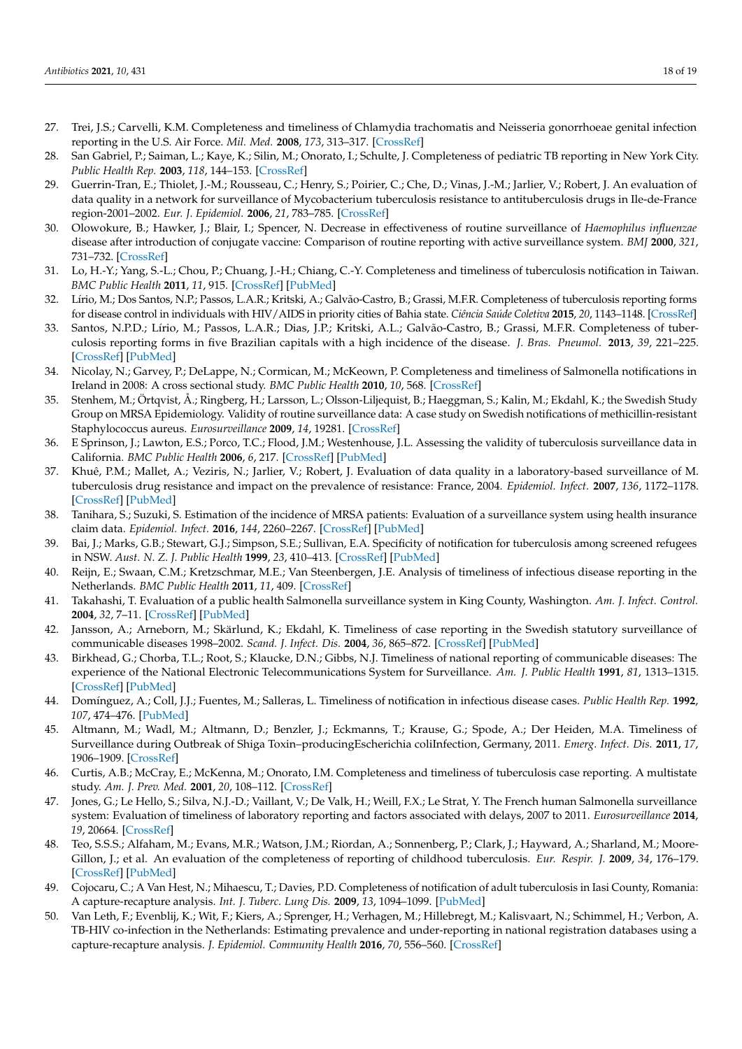27. Trei, J.S.; Carvelli, K.M. Completeness and timeliness of Chlamydia trachomatis and Neisseria gonorrhoeae genital infection reporting in the U.S. Air Force. *Mil. Med.* **2008**, *173*, 313–317. [CrossRef]
28. San Gabriel, P.; Saiman, L.; Kaye, K.; Silin, M.; Onorato, I.; Schulte, J. Completeness of pediatric TB reporting in New York City. *Public Health Rep.* **2003**, *118*, 144–153. [CrossRef]
29. Guerrin-Tran, E.; Thiolet, J.-M.; Rousseau, C.; Henry, S.; Poirier, C.; Che, D.; Vinas, J.-M.; Jarlier, V.; Robert, J. An evaluation of data quality in a network for surveillance of Mycobacterium tuberculosis resistance to antituberculosis drugs in Ile-de-France region-2001–2002. *Eur. J. Epidemiol.* **2006**, *21*, 783–785. [CrossRef]
30. Olowokure, B.; Hawker, J.; Blair, I.; Spencer, N. Decrease in effectiveness of routine surveillance of *Haemophilus influenzae* disease after introduction of conjugate vaccine: Comparison of routine reporting with active surveillance system. *BMJ* **2000**, *321*, 731–732. [CrossRef]
31. Lo, H.-Y.; Yang, S.-L.; Chou, P.; Chuang, J.-H.; Chiang, C.-Y. Completeness and timeliness of tuberculosis notification in Taiwan. *BMC Public Health* **2011**, *11*, 915. [CrossRef] [PubMed]
32. Lírio, M.; Dos Santos, N.P.; Passos, L.A.R.; Kritski, A.; Galvão-Castro, B.; Grassi, M.F.R. Completeness of tuberculosis reporting forms for disease control in individuals with HIV/AIDS in priority cities of Bahia state. *Ciência Saúde Coletiva* **2015**, *20*, 1143–1148. [CrossRef]
33. Santos, N.P.D.; Lírio, M.; Passos, L.A.R.; Dias, J.P.; Kritski, A.L.; Galvão-Castro, B.; Grassi, M.F.R. Completeness of tuberculosis reporting forms in five Brazilian capitals with a high incidence of the disease. *J. Bras. Pneumol.* **2013**, *39*, 221–225. [CrossRef] [PubMed]
34. Nicolay, N.; Garvey, P.; DeLappe, N.; Cormican, M.; McKeown, P. Completeness and timeliness of Salmonella notifications in Ireland in 2008: A cross sectional study. *BMC Public Health* **2010**, *10*, 568. [CrossRef]
35. Stenhem, M.; Örtqvist, Å.; Ringberg, H.; Larsson, L.; Olsson-Liljequist, B.; Haeggman, S.; Kalin, M.; Ekdahl, K.; the Swedish Study Group on MRSA Epidemiology. Validity of routine surveillance data: A case study on Swedish notifications of methicillin-resistant Staphylococcus aureus. *Eurosurveillance* **2009**, *14*, 19281. [CrossRef]
36. E Sprinson, J.; Lawton, E.S.; Porco, T.C.; Flood, J.M.; Westenhouse, J.L. Assessing the validity of tuberculosis surveillance data in California. *BMC Public Health* **2006**, *6*, 217. [CrossRef] [PubMed]
37. Khuê, P.M.; Mallet, A.; Veziris, N.; Jarlier, V.; Robert, J. Evaluation of data quality in a laboratory-based surveillance of M. tuberculosis drug resistance and impact on the prevalence of resistance: France, 2004. *Epidemiol. Infect.* **2007**, *136*, 1172–1178. [CrossRef] [PubMed]
38. Tanihara, S.; Suzuki, S. Estimation of the incidence of MRSA patients: Evaluation of a surveillance system using health insurance claim data. *Epidemiol. Infect.* **2016**, *144*, 2260–2267. [CrossRef] [PubMed]
39. Bai, J.; Marks, G.B.; Stewart, G.J.; Simpson, S.E.; Sullivan, E.A. Specificity of notification for tuberculosis among screened refugees in NSW. *Aust. N. Z. J. Public Health* **1999**, *23*, 410–413. [CrossRef] [PubMed]
40. Reijn, E.; Swaan, C.M.; Kretzschmar, M.E.; Van Steenbergen, J.E. Analysis of timeliness of infectious disease reporting in the Netherlands. *BMC Public Health* **2011**, *11*, 409. [CrossRef]
41. Takahashi, T. Evaluation of a public health Salmonella surveillance system in King County, Washington. *Am. J. Infect. Control.* **2004**, *32*, 7–11. [CrossRef] [PubMed]
42. Jansson, A.; Arneborn, M.; Skärlund, K.; Ekdahl, K. Timeliness of case reporting in the Swedish statutory surveillance of communicable diseases 1998–2002. *Scand. J. Infect. Dis.* **2004**, *36*, 865–872. [CrossRef] [PubMed]
43. Birkhead, G.; Chorba, T.L.; Root, S.; Klaucke, D.N.; Gibbs, N.J. Timeliness of national reporting of communicable diseases: The experience of the National Electronic Telecommunications System for Surveillance. *Am. J. Public Health* **1991**, *81*, 1313–1315. [CrossRef] [PubMed]
44. Domínguez, A.; Coll, J.J.; Fuentes, M.; Salleras, L. Timeliness of notification in infectious disease cases. *Public Health Rep.* **1992**, *107*, 474–476. [PubMed]
45. Altmann, M.; Wadl, M.; Altmann, D.; Benzler, J.; Eckmanns, T.; Krause, G.; Spode, A.; Der Heiden, M.A. Timeliness of Surveillance during Outbreak of Shiga Toxin–producingEscherichia coliInfection, Germany, 2011. *Emerg. Infect. Dis.* **2011**, *17*, 1906–1909. [CrossRef]
46. Curtis, A.B.; McCray, E.; McKenna, M.; Onorato, I.M. Completeness and timeliness of tuberculosis case reporting. A multistate study. *Am. J. Prev. Med.* **2001**, *20*, 108–112. [CrossRef]
47. Jones, G.; Le Hello, S.; Silva, N.J.-D.; Vaillant, V.; De Valk, H.; Weill, F.X.; Le Strat, Y. The French human Salmonella surveillance system: Evaluation of timeliness of laboratory reporting and factors associated with delays, 2007 to 2011. *Eurosurveillance* **2014**, *19*, 20664. [CrossRef]
48. Teo, S.S.S.; Alfaham, M.; Evans, M.R.; Watson, J.M.; Riordan, A.; Sonnenberg, P.; Clark, J.; Hayward, A.; Sharland, M.; Moore-Gillon, J.; et al. An evaluation of the completeness of reporting of childhood tuberculosis. *Eur. Respir. J.* **2009**, *34*, 176–179. [CrossRef] [PubMed]
49. Cojocaru, C.; A Van Hest, N.; Mihaescu, T.; Davies, P.D. Completeness of notification of adult tuberculosis in Iasi County, Romania: A capture-recapture analysis. *Int. J. Tuberc. Lung Dis.* **2009**, *13*, 1094–1099. [PubMed]
50. Van Leth, F.; Evenblij, K.; Wit, F.; Kiers, A.; Sprenger, H.; Verhagen, M.; Hillebregt, M.; Kalisvaart, N.; Schimmel, H.; Verbon, A. TB-HIV co-infection in the Netherlands: Estimating prevalence and under-reporting in national registration databases using a capture-recapture analysis. *J. Epidemiol. Community Health* **2016**, *70*, 556–560. [CrossRef]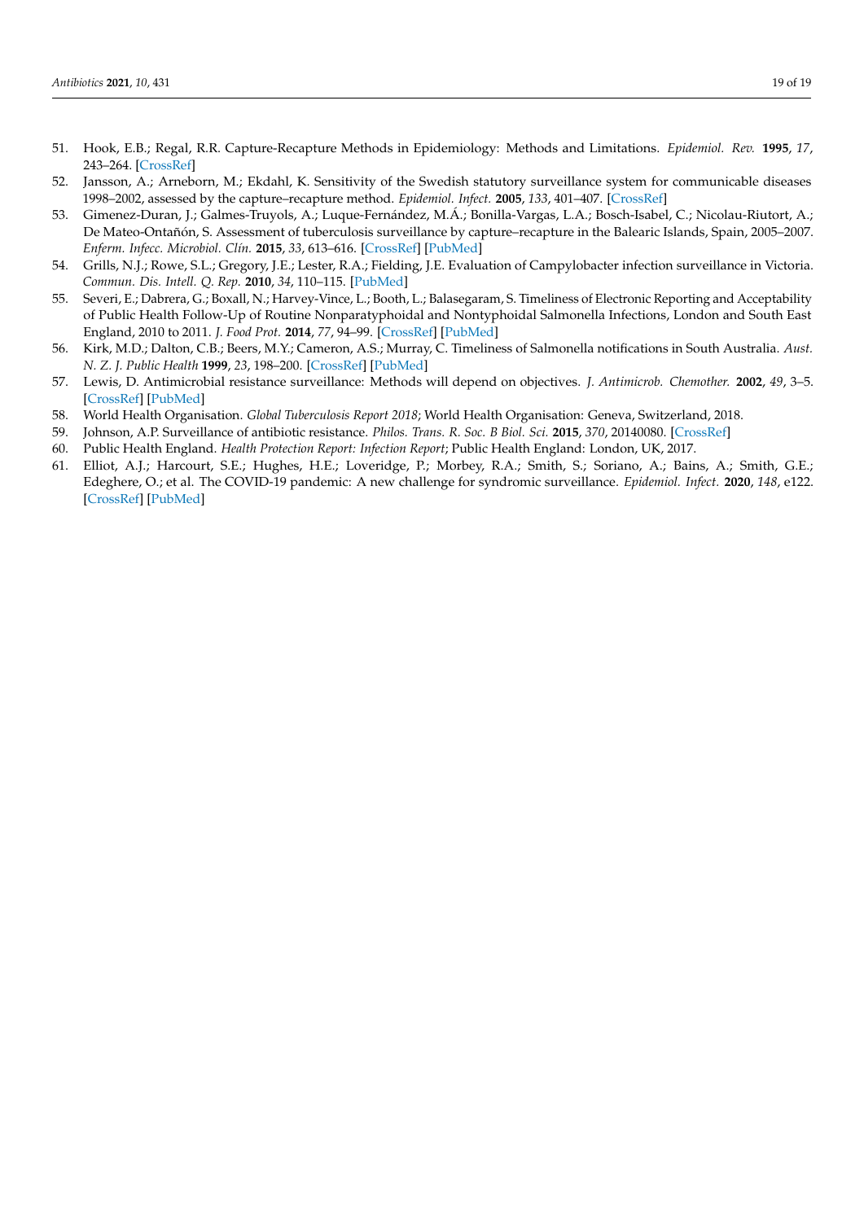51. Hook, E.B.; Regal, R.R. Capture-Recapture Methods in Epidemiology: Methods and Limitations. *Epidemiol. Rev.* **1995**, *17*, 243–264. [CrossRef]
52. Jansson, A.; Arneborn, M.; Ekdahl, K. Sensitivity of the Swedish statutory surveillance system for communicable diseases 1998–2002, assessed by the capture–recapture method. *Epidemiol. Infect.* **2005**, *133*, 401–407. [CrossRef]
53. Gimenez-Duran, J.; Galmes-Truyols, A.; Luque-Fernández, M.Á.; Bonilla-Vargas, L.A.; Bosch-Isabel, C.; Nicolau-Riutort, A.; De Mateo-Ontañón, S. Assessment of tuberculosis surveillance by capture–recapture in the Balearic Islands, Spain, 2005–2007. *Enferm. Infecc. Microbiol. Clín.* **2015**, *33*, 613–616. [CrossRef] [PubMed]
54. Grills, N.J.; Rowe, S.L.; Gregory, J.E.; Lester, R.A.; Fielding, J.E. Evaluation of Campylobacter infection surveillance in Victoria. *Commun. Dis. Intell. Q. Rep.* **2010**, *34*, 110–115. [PubMed]
55. Severi, E.; Dabrera, G.; Boxall, N.; Harvey-Vince, L.; Booth, L.; Balasegaram, S. Timeliness of Electronic Reporting and Acceptability of Public Health Follow-Up of Routine Nonparatyphoidal and Nontyphoidal Salmonella Infections, London and South East England, 2010 to 2011. *J. Food Prot.* **2014**, *77*, 94–99. [CrossRef] [PubMed]
56. Kirk, M.D.; Dalton, C.B.; Beers, M.Y.; Cameron, A.S.; Murray, C. Timeliness of Salmonella notifications in South Australia. *Aust. N. Z. J. Public Health* **1999**, *23*, 198–200. [CrossRef] [PubMed]
57. Lewis, D. Antimicrobial resistance surveillance: Methods will depend on objectives. *J. Antimicrob. Chemother.* **2002**, *49*, 3–5. [CrossRef] [PubMed]
58. World Health Organisation. *Global Tuberculosis Report 2018*; World Health Organisation: Geneva, Switzerland, 2018.
59. Johnson, A.P. Surveillance of antibiotic resistance. *Philos. Trans. R. Soc. B Biol. Sci.* **2015**, *370*, 20140080. [CrossRef]
60. Public Health England. *Health Protection Report: Infection Report*; Public Health England: London, UK, 2017.
61. Elliot, A.J.; Harcourt, S.E.; Hughes, H.E.; Loveridge, P.; Morbey, R.A.; Smith, S.; Soriano, A.; Bains, A.; Smith, G.E.; Edeghere, O.; et al. The COVID-19 pandemic: A new challenge for syndromic surveillance. *Epidemiol. Infect.* **2020**, *148*, e122. [CrossRef] [PubMed]